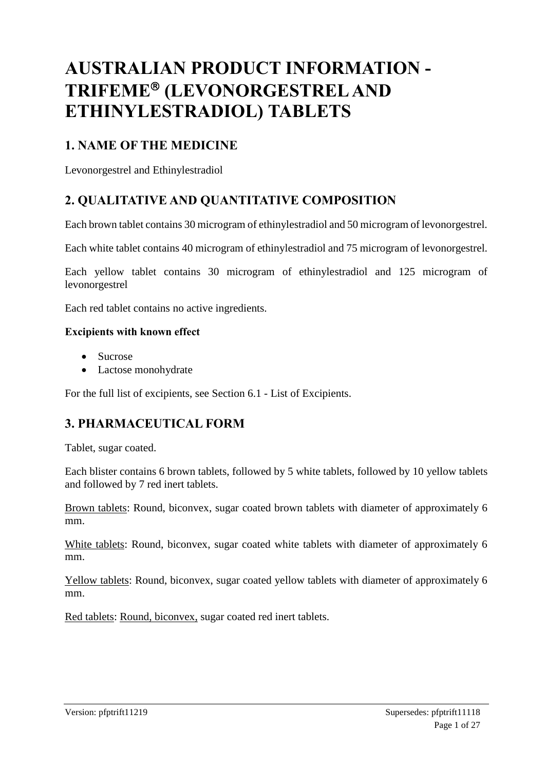# AUSTRALIAN PRODUCT INFORMATION - TRIFEME® (LEVONORGESTREL AND ETHINYLESTRADIOL) TABLETS

## 1. NAME OF THE MEDICINE

Levonorgestrel and Ethinylestradiol

## 2. QUALITATIVE AND QUANTITATIVE COMPOSITION

Each brown tablet contains 30 microgram of ethinylestradiol and 50 microgram of levonorgestrel.

Each white tablet contains 40 microgram of ethinylestradiol and 75 microgram of levonorgestrel.

Each yellow tablet contains 30 microgram of ethinylestradiol and 125 microgram of levonorgestrel

Each red tablet contains no active ingredients.

**Excipients with known effect**

- Sucrose
- Lactose monohydrate

For the full list of excipients, see Section 6.1 - List of Excipients.

## 3. PHARMACEUTICAL FORM

Tablet, sugar coated.

Each blister contains 6 brown tablets, followed by 5 white tablets, followed by 10 yellow tablets and followed by 7 red inert tablets.

Brown tablets: Round, biconvex, sugar coated brown tablets with diameter of approximately 6 mm.

White tablets: Round, biconvex, sugar coated white tablets with diameter of approximately 6 mm.

Yellow tablets: Round, biconvex, sugar coated yellow tablets with diameter of approximately 6 mm.

Red tablets: Round, biconvex, sugar coated red inert tablets.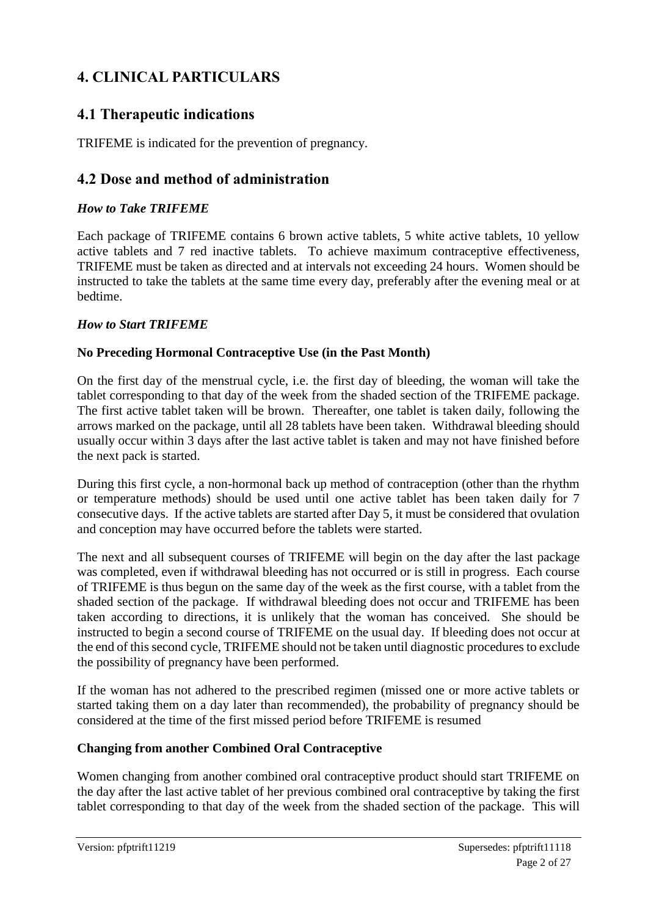# 4. CLINICAL PARTICULARS

## 4.1 Therapeutic indications

TRIFEME is indicated for the prevention of pregnancy.

## 4.2 Dose and method of administration

### *How to Take TRIFEME*

Each package of TRIFEME contains 6 brown active tablets, 5 white active tablets, 10 yellow active tablets and 7 red inactive tablets. To achieve maximum contraceptive effectiveness, TRIFEME must be taken as directed and at intervals not exceeding 24 hours. Women should be instructed to take the tablets at the same time every day, preferably after the evening meal or at bedtime.

### *How to Start TRIFEME*

**No Preceding Hormonal Contraceptive Use (in the Past Month)**

On the first day of the menstrual cycle, i.e. the first day of bleeding, the woman will take the tablet corresponding to that day of the week from the shaded section of the TRIFEME package. The first active tablet taken will be brown. Thereafter, one tablet is taken daily, following the arrows marked on the package, until all 28 tablets have been taken. Withdrawal bleeding should usually occur within 3 days after the last active tablet is taken and may not have finished before the next pack is started.

During this first cycle, a non-hormonal back up method of contraception (other than the rhythm or temperature methods) should be used until one active tablet has been taken daily for 7 consecutive days. If the active tablets are started after Day 5, it must be considered that ovulation and conception may have occurred before the tablets were started.

The next and all subsequent courses of TRIFEME will begin on the day after the last package was completed, even if withdrawal bleeding has not occurred or is still in progress. Each course of TRIFEME is thus begun on the same day of the week as the first course, with a tablet from the shaded section of the package. If withdrawal bleeding does not occur and TRIFEME has been taken according to directions, it is unlikely that the woman has conceived. She should be instructed to begin a second course of TRIFEME on the usual day. If bleeding does not occur at the end of this second cycle, TRIFEME should not be taken until diagnostic procedures to exclude the possibility of pregnancy have been performed.

If the woman has not adhered to the prescribed regimen (missed one or more active tablets or started taking them on a day later than recommended), the probability of pregnancy should be considered at the time of the first missed period before TRIFEME is resumed

**Changing from another Combined Oral Contraceptive**

Women changing from another combined oral contraceptive product should start TRIFEME on the day after the last active tablet of her previous combined oral contraceptive by taking the first tablet corresponding to that day of the week from the shaded section of the package. This will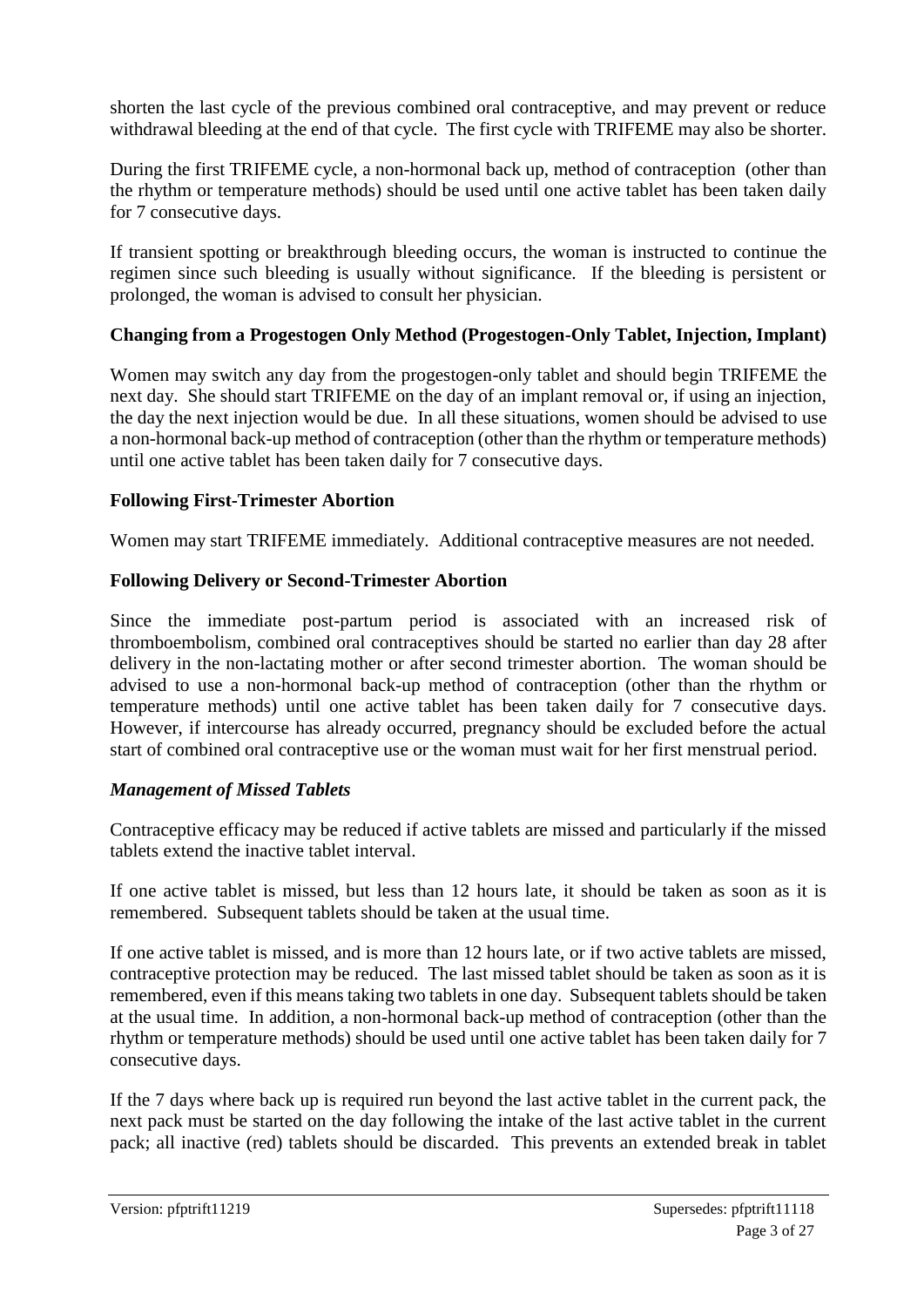shorten the last cycle of the previous combined oral contraceptive, and may prevent or reduce withdrawal bleeding at the end of that cycle. The first cycle with TRIFEME may also be shorter.

During the first TRIFEME cycle, a non-hormonal back up, method of contraception (other than the rhythm or temperature methods) should be used until one active tablet has been taken daily for 7 consecutive days.

If transient spotting or breakthrough bleeding occurs, the woman is instructed to continue the regimen since such bleeding is usually without significance. If the bleeding is persistent or prolonged, the woman is advised to consult her physician.

**Changing from a Progestogen Only Method (Progestogen-Only Tablet, Injection, Implant)**

Women may switch any day from the progestogen-only tablet and should begin TRIFEME the next day. She should start TRIFEME on the day of an implant removal or, if using an injection, the day the next injection would be due. In all these situations, women should be advised to use a non-hormonal back-up method of contraception (other than the rhythm or temperature methods) until one active tablet has been taken daily for 7 consecutive days.

**Following First-Trimester Abortion**

Women may start TRIFEME immediately. Additional contraceptive measures are not needed.

**Following Delivery or Second-Trimester Abortion**

Since the immediate post-partum period is associated with an increased risk of thromboembolism, combined oral contraceptives should be started no earlier than day 28 after delivery in the non-lactating mother or after second trimester abortion. The woman should be advised to use a non-hormonal back-up method of contraception (other than the rhythm or temperature methods) until one active tablet has been taken daily for 7 consecutive days. However, if intercourse has already occurred, pregnancy should be excluded before the actual start of combined oral contraceptive use or the woman must wait for her first menstrual period.

***Management of Missed Tablets***

Contraceptive efficacy may be reduced if active tablets are missed and particularly if the missed tablets extend the inactive tablet interval.

If one active tablet is missed, but less than 12 hours late, it should be taken as soon as it is remembered. Subsequent tablets should be taken at the usual time.

If one active tablet is missed, and is more than 12 hours late, or if two active tablets are missed, contraceptive protection may be reduced. The last missed tablet should be taken as soon as it is remembered, even if this means taking two tablets in one day. Subsequent tablets should be taken at the usual time. In addition, a non-hormonal back-up method of contraception (other than the rhythm or temperature methods) should be used until one active tablet has been taken daily for 7 consecutive days.

If the 7 days where back up is required run beyond the last active tablet in the current pack, the next pack must be started on the day following the intake of the last active tablet in the current pack; all inactive (red) tablets should be discarded. This prevents an extended break in tablet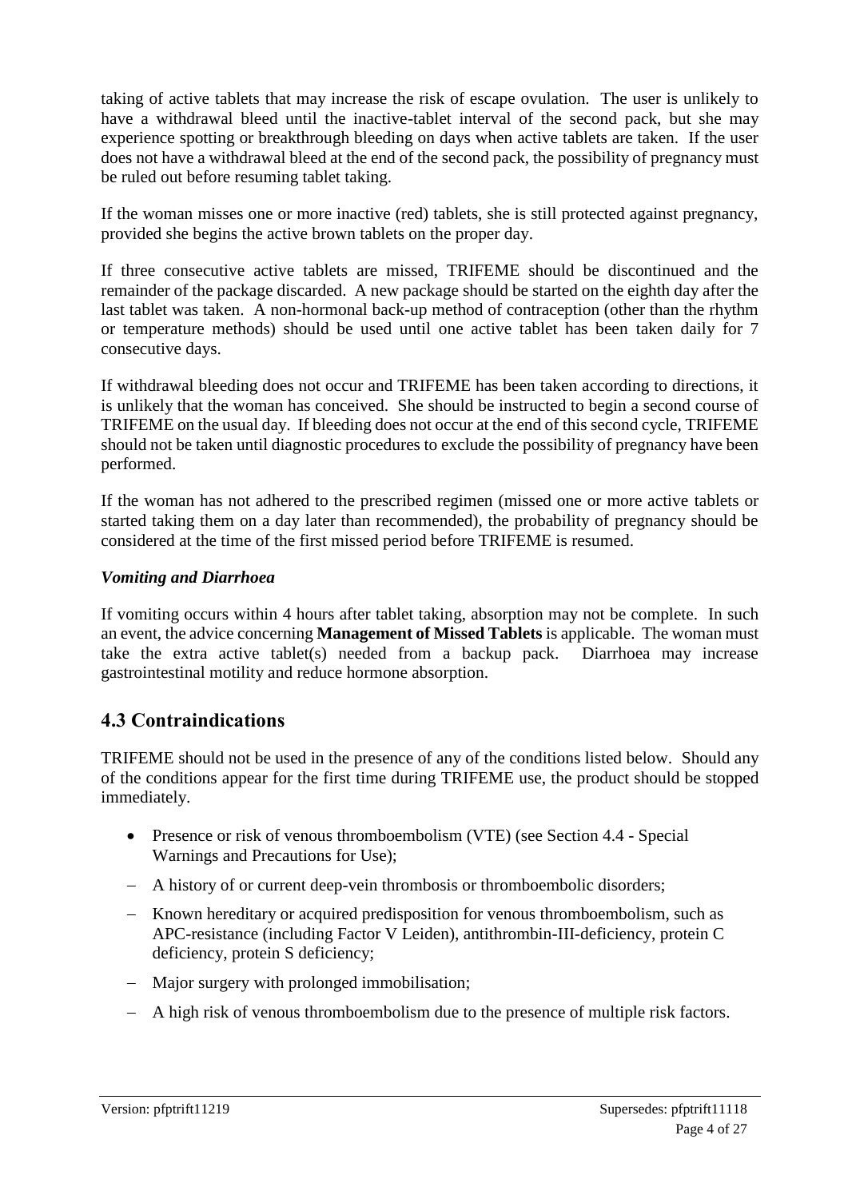taking of active tablets that may increase the risk of escape ovulation. The user is unlikely to have a withdrawal bleed until the inactive-tablet interval of the second pack, but she may experience spotting or breakthrough bleeding on days when active tablets are taken. If the user does not have a withdrawal bleed at the end of the second pack, the possibility of pregnancy must be ruled out before resuming tablet taking.

If the woman misses one or more inactive (red) tablets, she is still protected against pregnancy, provided she begins the active brown tablets on the proper day.

If three consecutive active tablets are missed, TRIFEME should be discontinued and the remainder of the package discarded. A new package should be started on the eighth day after the last tablet was taken. A non-hormonal back-up method of contraception (other than the rhythm or temperature methods) should be used until one active tablet has been taken daily for 7 consecutive days.

If withdrawal bleeding does not occur and TRIFEME has been taken according to directions, it is unlikely that the woman has conceived. She should be instructed to begin a second course of TRIFEME on the usual day. If bleeding does not occur at the end of this second cycle, TRIFEME should not be taken until diagnostic procedures to exclude the possibility of pregnancy have been performed.

If the woman has not adhered to the prescribed regimen (missed one or more active tablets or started taking them on a day later than recommended), the probability of pregnancy should be considered at the time of the first missed period before TRIFEME is resumed.

***Vomiting and Diarrhoea***

If vomiting occurs within 4 hours after tablet taking, absorption may not be complete. In such an event, the advice concerning **Management of Missed Tablets** is applicable. The woman must take the extra active tablet(s) needed from a backup pack. Diarrhoea may increase gastrointestinal motility and reduce hormone absorption.

## 4.3 Contraindications

TRIFEME should not be used in the presence of any of the conditions listed below. Should any of the conditions appear for the first time during TRIFEME use, the product should be stopped immediately.

- Presence or risk of venous thromboembolism (VTE) (see Section 4.4 - Special Warnings and Precautions for Use);
  - A history of or current deep-vein thrombosis or thromboembolic disorders;
  - Known hereditary or acquired predisposition for venous thromboembolism, such as APC-resistance (including Factor V Leiden), antithrombin-III-deficiency, protein C deficiency, protein S deficiency;
  - Major surgery with prolonged immobilisation;
  - A high risk of venous thromboembolism due to the presence of multiple risk factors.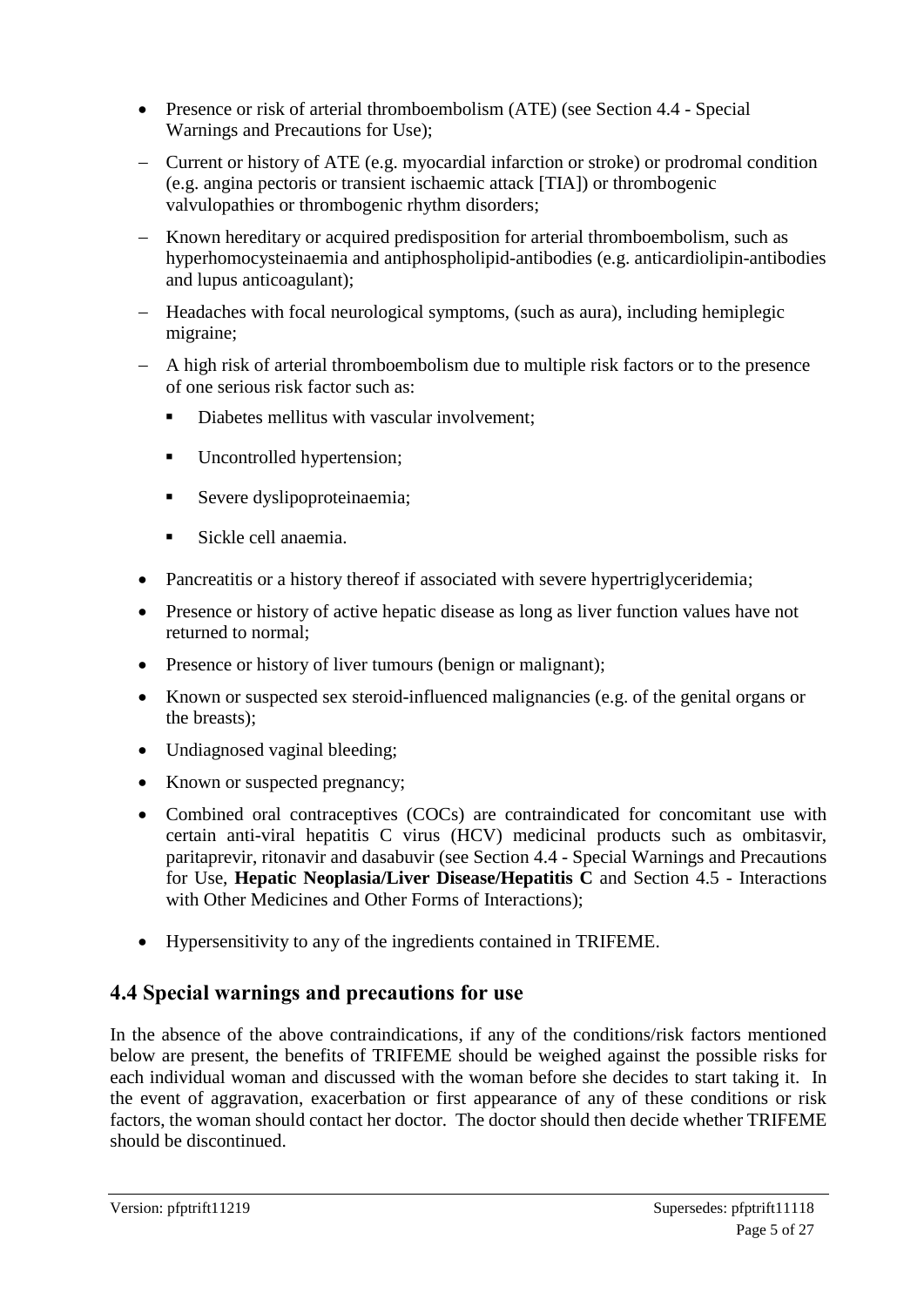- Presence or risk of arterial thromboembolism (ATE) (see Section 4.4 - Special Warnings and Precautions for Use);
  - Current or history of ATE (e.g. myocardial infarction or stroke) or prodromal condition (e.g. angina pectoris or transient ischaemic attack [TIA]) or thrombogenic valvulopathies or thrombogenic rhythm disorders;
  - Known hereditary or acquired predisposition for arterial thromboembolism, such as hyperhomocysteinaemia and antiphospholipid-antibodies (e.g. anticardiolipin-antibodies and lupus anticoagulant);
  - Headaches with focal neurological symptoms, (such as aura), including hemiplegic migraine;
  - A high risk of arterial thromboembolism due to multiple risk factors or to the presence of one serious risk factor such as:
    - Diabetes mellitus with vascular involvement;
    - Uncontrolled hypertension;
    - Severe dyslipoproteinaemia;
    - Sickle cell anaemia.
- Pancreatitis or a history thereof if associated with severe hypertriglyceridemia;
- Presence or history of active hepatic disease as long as liver function values have not returned to normal;
- Presence or history of liver tumours (benign or malignant);
- Known or suspected sex steroid-influenced malignancies (e.g. of the genital organs or the breasts);
- Undiagnosed vaginal bleeding;
- Known or suspected pregnancy;
- Combined oral contraceptives (COCs) are contraindicated for concomitant use with certain anti-viral hepatitis C virus (HCV) medicinal products such as ombitasvir, paritaprevir, ritonavir and dasabuvir (see Section 4.4 - Special Warnings and Precautions for Use, **Hepatic Neoplasia/Liver Disease/Hepatitis C** and Section 4.5 - Interactions with Other Medicines and Other Forms of Interactions);
- Hypersensitivity to any of the ingredients contained in TRIFEME.

## 4.4 Special warnings and precautions for use

In the absence of the above contraindications, if any of the conditions/risk factors mentioned below are present, the benefits of TRIFEME should be weighed against the possible risks for each individual woman and discussed with the woman before she decides to start taking it. In the event of aggravation, exacerbation or first appearance of any of these conditions or risk factors, the woman should contact her doctor. The doctor should then decide whether TRIFEME should be discontinued.

Version: pfptrift11219 Supersedes: pfptrift11118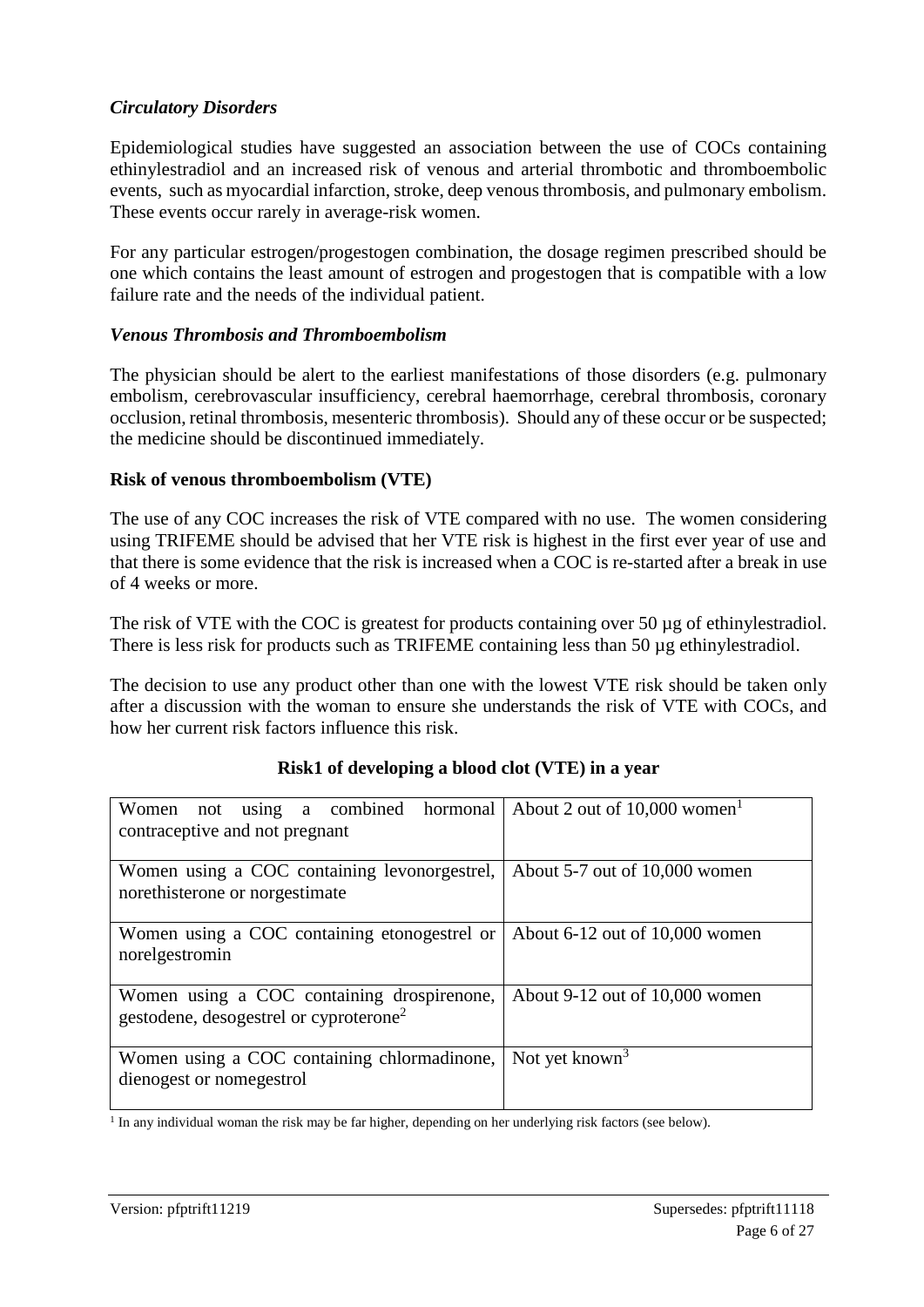### *Circulatory Disorders*

Epidemiological studies have suggested an association between the use of COCs containing ethinylestradiol and an increased risk of venous and arterial thrombotic and thromboembolic events, such as myocardial infarction, stroke, deep venous thrombosis, and pulmonary embolism. These events occur rarely in average-risk women.

For any particular estrogen/progestogen combination, the dosage regimen prescribed should be one which contains the least amount of estrogen and progestogen that is compatible with a low failure rate and the needs of the individual patient.

### *Venous Thrombosis and Thromboembolism*

The physician should be alert to the earliest manifestations of those disorders (e.g. pulmonary embolism, cerebrovascular insufficiency, cerebral haemorrhage, cerebral thrombosis, coronary occlusion, retinal thrombosis, mesenteric thrombosis). Should any of these occur or be suspected; the medicine should be discontinued immediately.

**Risk of venous thromboembolism (VTE)**

The use of any COC increases the risk of VTE compared with no use. The women considering using TRIFEME should be advised that her VTE risk is highest in the first ever year of use and that there is some evidence that the risk is increased when a COC is re-started after a break in use of 4 weeks or more.

The risk of VTE with the COC is greatest for products containing over 50 µg of ethinylestradiol. There is less risk for products such as TRIFEME containing less than 50 µg ethinylestradiol.

The decision to use any product other than one with the lowest VTE risk should be taken only after a discussion with the woman to ensure she understands the risk of VTE with COCs, and how her current risk factors influence this risk.

**Risk1 of developing a blood clot (VTE) in a year**

| | |
|---|---|
| Women not using a combined hormonal contraceptive and not pregnant | About 2 out of 10,000 women[1] |
| Women using a COC containing levonorgestrel, norethisterone or norgestimate | About 5-7 out of 10,000 women |
| Women using a COC containing etonogestrel or norelgestromin | About 6-12 out of 10,000 women |
| Women using a COC containing drospirenone, gestodene, desogestrel or cyproterone[2] | About 9-12 out of 10,000 women |
| Women using a COC containing chlormadinone, dienogest or nomegestrol | Not yet known[3] |

[1] In any individual woman the risk may be far higher, depending on her underlying risk factors (see below).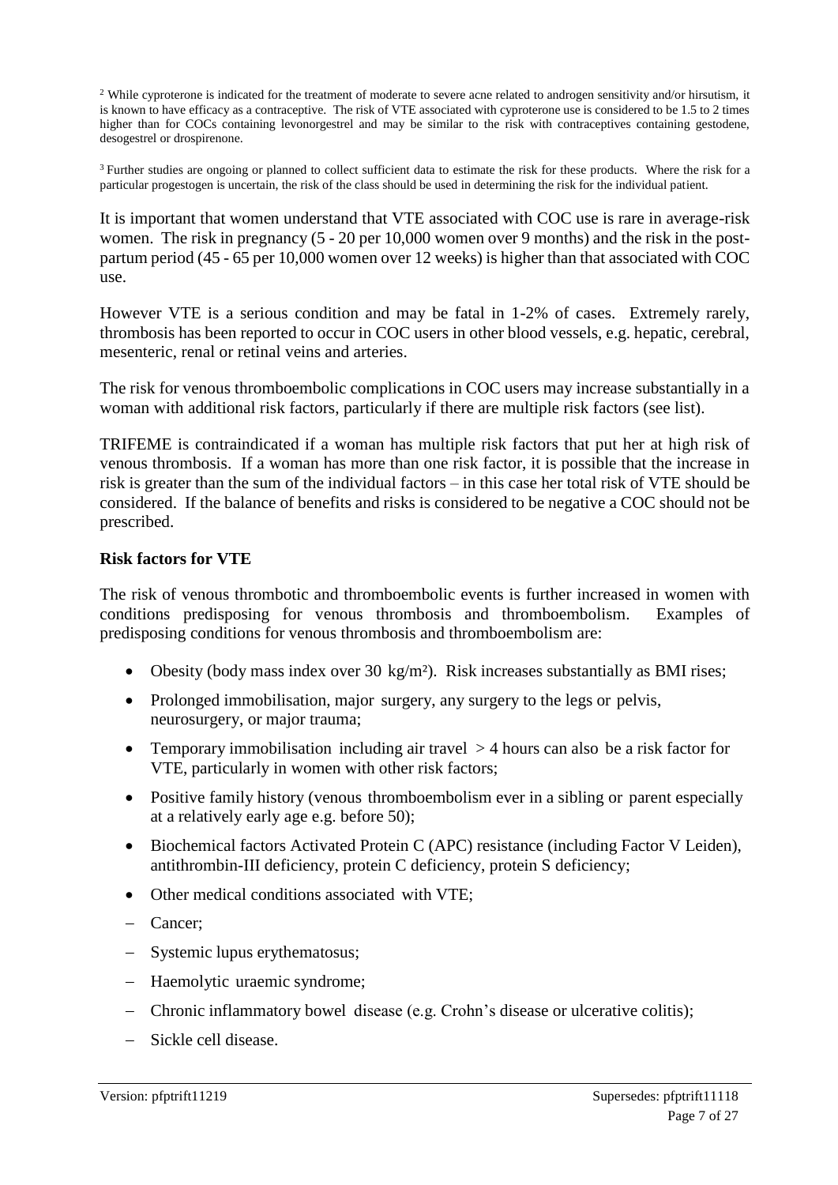[2] While cyproterone is indicated for the treatment of moderate to severe acne related to androgen sensitivity and/or hirsutism, it is known to have efficacy as a contraceptive. The risk of VTE associated with cyproterone use is considered to be 1.5 to 2 times higher than for COCs containing levonorgestrel and may be similar to the risk with contraceptives containing gestodene, desogestrel or drospirenone.

[3] Further studies are ongoing or planned to collect sufficient data to estimate the risk for these products. Where the risk for a particular progestogen is uncertain, the risk of the class should be used in determining the risk for the individual patient.

It is important that women understand that VTE associated with COC use is rare in average-risk women. The risk in pregnancy (5 - 20 per 10,000 women over 9 months) and the risk in the post-partum period (45 - 65 per 10,000 women over 12 weeks) is higher than that associated with COC use.

However VTE is a serious condition and may be fatal in 1-2% of cases. Extremely rarely, thrombosis has been reported to occur in COC users in other blood vessels, e.g. hepatic, cerebral, mesenteric, renal or retinal veins and arteries.

The risk for venous thromboembolic complications in COC users may increase substantially in a woman with additional risk factors, particularly if there are multiple risk factors (see list).

TRIFEME is contraindicated if a woman has multiple risk factors that put her at high risk of venous thrombosis. If a woman has more than one risk factor, it is possible that the increase in risk is greater than the sum of the individual factors – in this case her total risk of VTE should be considered. If the balance of benefits and risks is considered to be negative a COC should not be prescribed.

**Risk factors for VTE**

The risk of venous thrombotic and thromboembolic events is further increased in women with conditions predisposing for venous thrombosis and thromboembolism. Examples of predisposing conditions for venous thrombosis and thromboembolism are:

- Obesity (body mass index over 30 kg/m²). Risk increases substantially as BMI rises;
- Prolonged immobilisation, major surgery, any surgery to the legs or pelvis, neurosurgery, or major trauma;
- Temporary immobilisation including air travel > 4 hours can also be a risk factor for VTE, particularly in women with other risk factors;
- Positive family history (venous thromboembolism ever in a sibling or parent especially at a relatively early age e.g. before 50);
- Biochemical factors Activated Protein C (APC) resistance (including Factor V Leiden), antithrombin-III deficiency, protein C deficiency, protein S deficiency;
- Other medical conditions associated with VTE;
- Cancer;
- Systemic lupus erythematosus;
- Haemolytic uraemic syndrome;
- Chronic inflammatory bowel disease (e.g. Crohn's disease or ulcerative colitis);
- Sickle cell disease.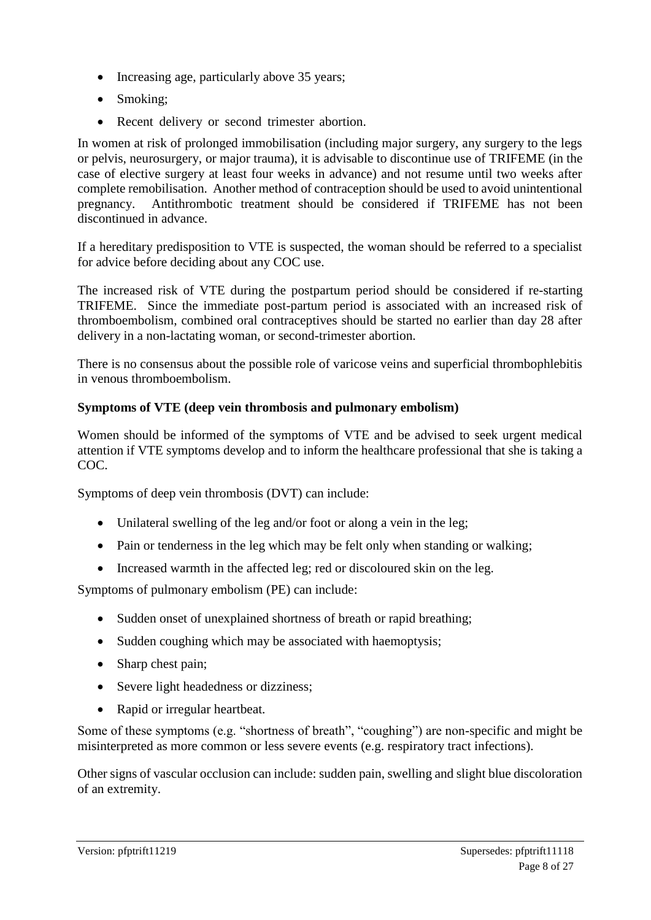- Increasing age, particularly above 35 years;
- Smoking;
- Recent delivery or second trimester abortion.

In women at risk of prolonged immobilisation (including major surgery, any surgery to the legs or pelvis, neurosurgery, or major trauma), it is advisable to discontinue use of TRIFEME (in the case of elective surgery at least four weeks in advance) and not resume until two weeks after complete remobilisation. Another method of contraception should be used to avoid unintentional pregnancy. Antithrombotic treatment should be considered if TRIFEME has not been discontinued in advance.

If a hereditary predisposition to VTE is suspected, the woman should be referred to a specialist for advice before deciding about any COC use.

The increased risk of VTE during the postpartum period should be considered if re-starting TRIFEME. Since the immediate post-partum period is associated with an increased risk of thromboembolism, combined oral contraceptives should be started no earlier than day 28 after delivery in a non-lactating woman, or second-trimester abortion.

There is no consensus about the possible role of varicose veins and superficial thrombophlebitis in venous thromboembolism.

**Symptoms of VTE (deep vein thrombosis and pulmonary embolism)**

Women should be informed of the symptoms of VTE and be advised to seek urgent medical attention if VTE symptoms develop and to inform the healthcare professional that she is taking a COC.

Symptoms of deep vein thrombosis (DVT) can include:

- Unilateral swelling of the leg and/or foot or along a vein in the leg;
- Pain or tenderness in the leg which may be felt only when standing or walking;
- Increased warmth in the affected leg; red or discoloured skin on the leg.

Symptoms of pulmonary embolism (PE) can include:

- Sudden onset of unexplained shortness of breath or rapid breathing;
- Sudden coughing which may be associated with haemoptysis;
- Sharp chest pain;
- Severe light headedness or dizziness;
- Rapid or irregular heartbeat.

Some of these symptoms (e.g. "shortness of breath", "coughing") are non-specific and might be misinterpreted as more common or less severe events (e.g. respiratory tract infections).

Other signs of vascular occlusion can include: sudden pain, swelling and slight blue discoloration of an extremity.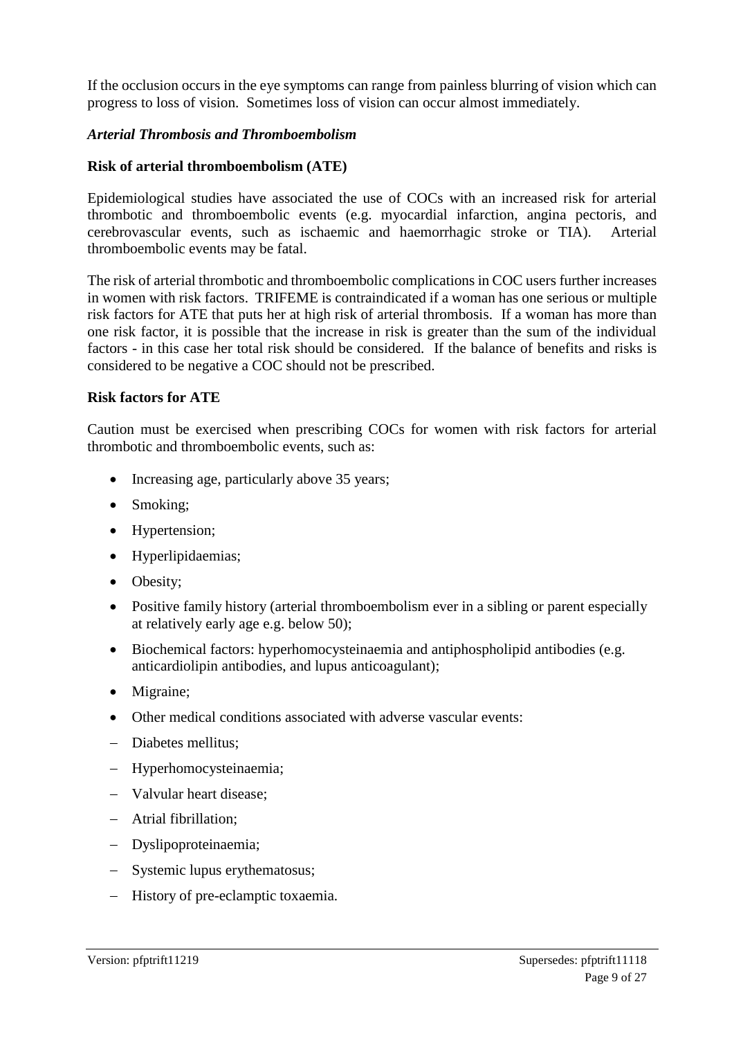If the occlusion occurs in the eye symptoms can range from painless blurring of vision which can progress to loss of vision. Sometimes loss of vision can occur almost immediately.

***Arterial Thrombosis and Thromboembolism***

**Risk of arterial thromboembolism (ATE)**

Epidemiological studies have associated the use of COCs with an increased risk for arterial thrombotic and thromboembolic events (e.g. myocardial infarction, angina pectoris, and cerebrovascular events, such as ischaemic and haemorrhagic stroke or TIA). Arterial thromboembolic events may be fatal.

The risk of arterial thrombotic and thromboembolic complications in COC users further increases in women with risk factors. TRIFEME is contraindicated if a woman has one serious or multiple risk factors for ATE that puts her at high risk of arterial thrombosis. If a woman has more than one risk factor, it is possible that the increase in risk is greater than the sum of the individual factors - in this case her total risk should be considered. If the balance of benefits and risks is considered to be negative a COC should not be prescribed.

**Risk factors for ATE**

Caution must be exercised when prescribing COCs for women with risk factors for arterial thrombotic and thromboembolic events, such as:

- Increasing age, particularly above 35 years;
- Smoking;
- Hypertension;
- Hyperlipidaemias;
- Obesity;
- Positive family history (arterial thromboembolism ever in a sibling or parent especially at relatively early age e.g. below 50);
- Biochemical factors: hyperhomocysteinaemia and antiphospholipid antibodies (e.g. anticardiolipin antibodies, and lupus anticoagulant);
- Migraine;
- Other medical conditions associated with adverse vascular events:
- Diabetes mellitus;
- Hyperhomocysteinaemia;
- Valvular heart disease;
- Atrial fibrillation;
- Dyslipoproteinaemia;
- Systemic lupus erythematosus;
- History of pre-eclamptic toxaemia.

Version: pfptrift11219 Supersedes: pfptrift11118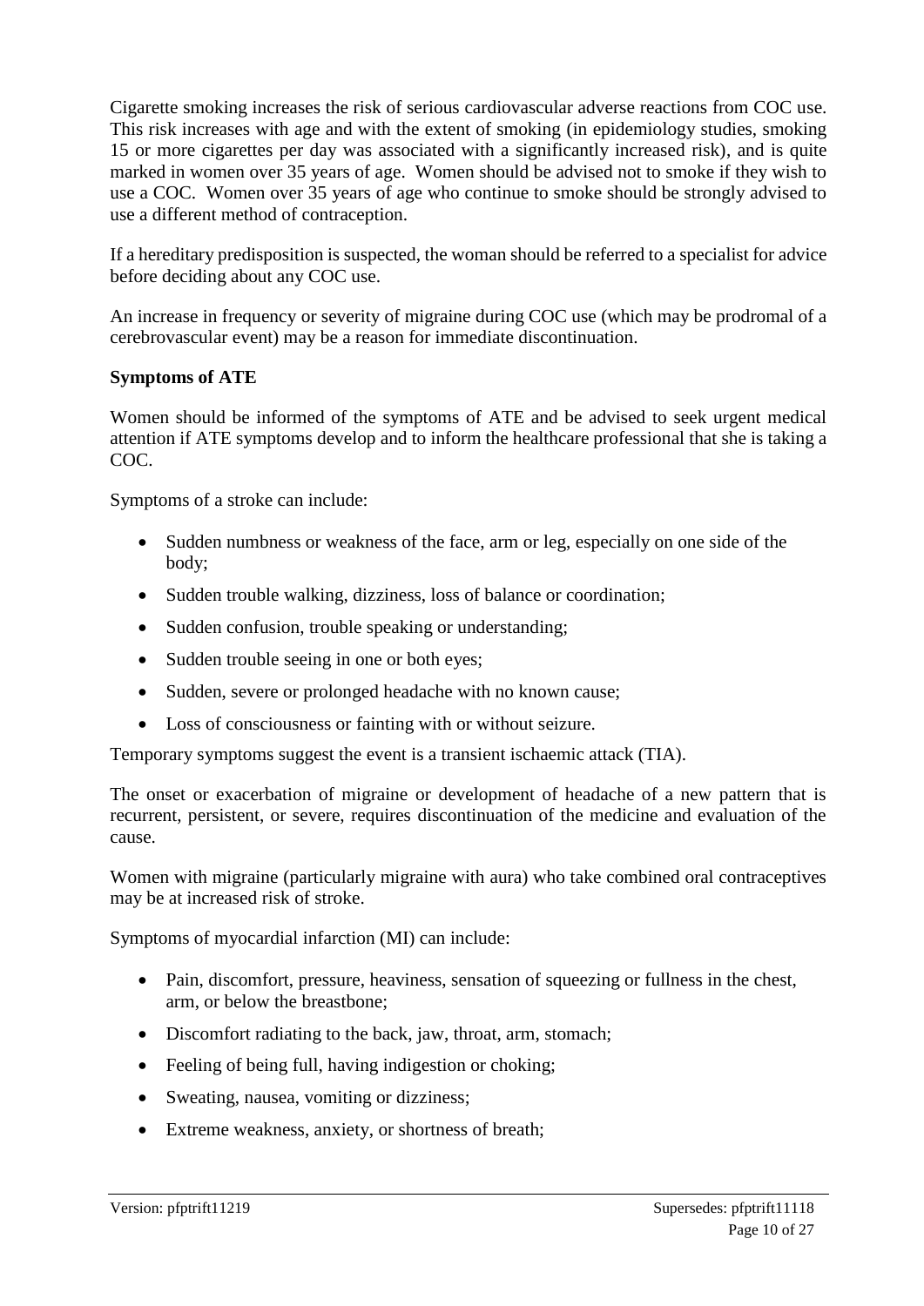Cigarette smoking increases the risk of serious cardiovascular adverse reactions from COC use. This risk increases with age and with the extent of smoking (in epidemiology studies, smoking 15 or more cigarettes per day was associated with a significantly increased risk), and is quite marked in women over 35 years of age. Women should be advised not to smoke if they wish to use a COC. Women over 35 years of age who continue to smoke should be strongly advised to use a different method of contraception.

If a hereditary predisposition is suspected, the woman should be referred to a specialist for advice before deciding about any COC use.

An increase in frequency or severity of migraine during COC use (which may be prodromal of a cerebrovascular event) may be a reason for immediate discontinuation.

**Symptoms of ATE**

Women should be informed of the symptoms of ATE and be advised to seek urgent medical attention if ATE symptoms develop and to inform the healthcare professional that she is taking a COC.

Symptoms of a stroke can include:

- Sudden numbness or weakness of the face, arm or leg, especially on one side of the body;
- Sudden trouble walking, dizziness, loss of balance or coordination;
- Sudden confusion, trouble speaking or understanding;
- Sudden trouble seeing in one or both eyes;
- Sudden, severe or prolonged headache with no known cause;
- Loss of consciousness or fainting with or without seizure.

Temporary symptoms suggest the event is a transient ischaemic attack (TIA).

The onset or exacerbation of migraine or development of headache of a new pattern that is recurrent, persistent, or severe, requires discontinuation of the medicine and evaluation of the cause.

Women with migraine (particularly migraine with aura) who take combined oral contraceptives may be at increased risk of stroke.

Symptoms of myocardial infarction (MI) can include:

- Pain, discomfort, pressure, heaviness, sensation of squeezing or fullness in the chest, arm, or below the breastbone;
- Discomfort radiating to the back, jaw, throat, arm, stomach;
- Feeling of being full, having indigestion or choking;
- Sweating, nausea, vomiting or dizziness;
- Extreme weakness, anxiety, or shortness of breath;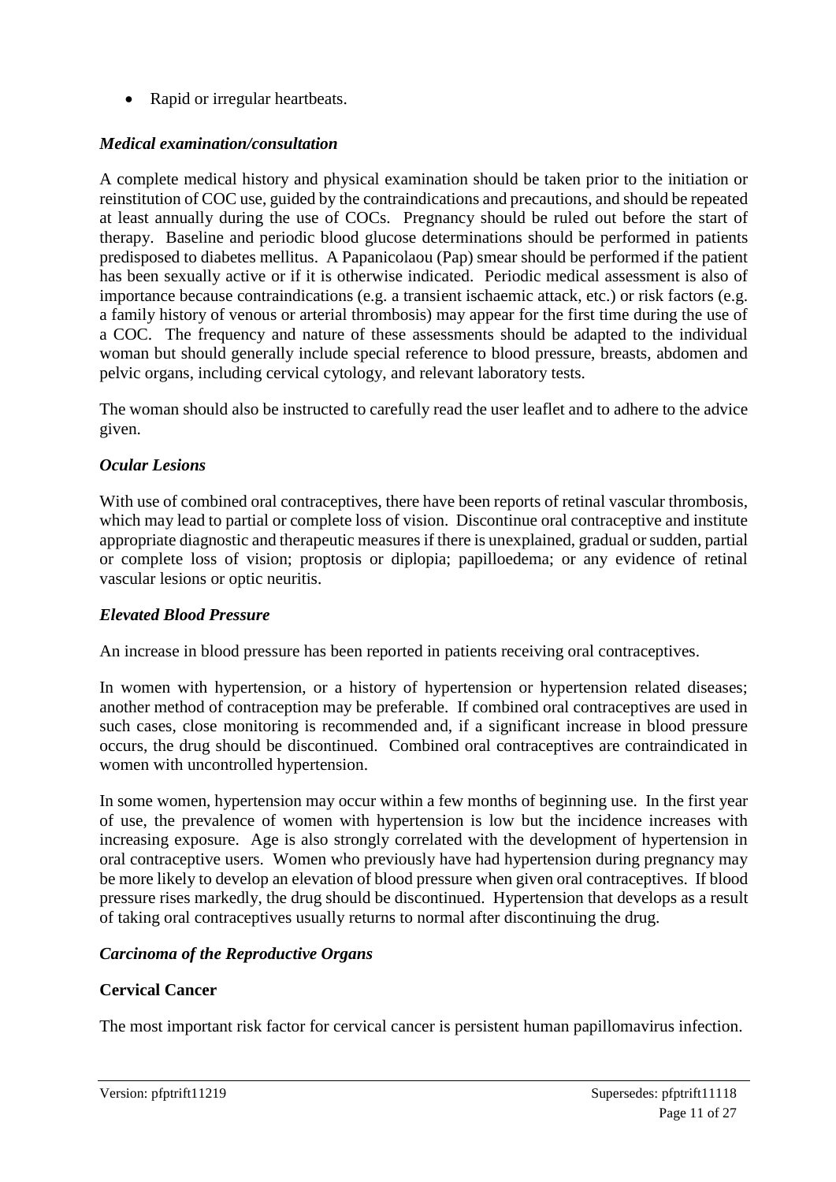- Rapid or irregular heartbeats.

*Medical examination/consultation*

A complete medical history and physical examination should be taken prior to the initiation or reinstitution of COC use, guided by the contraindications and precautions, and should be repeated at least annually during the use of COCs. Pregnancy should be ruled out before the start of therapy. Baseline and periodic blood glucose determinations should be performed in patients predisposed to diabetes mellitus. A Papanicolaou (Pap) smear should be performed if the patient has been sexually active or if it is otherwise indicated. Periodic medical assessment is also of importance because contraindications (e.g. a transient ischaemic attack, etc.) or risk factors (e.g. a family history of venous or arterial thrombosis) may appear for the first time during the use of a COC. The frequency and nature of these assessments should be adapted to the individual woman but should generally include special reference to blood pressure, breasts, abdomen and pelvic organs, including cervical cytology, and relevant laboratory tests.

The woman should also be instructed to carefully read the user leaflet and to adhere to the advice given.

*Ocular Lesions*

With use of combined oral contraceptives, there have been reports of retinal vascular thrombosis, which may lead to partial or complete loss of vision. Discontinue oral contraceptive and institute appropriate diagnostic and therapeutic measures if there is unexplained, gradual or sudden, partial or complete loss of vision; proptosis or diplopia; papilloedema; or any evidence of retinal vascular lesions or optic neuritis.

*Elevated Blood Pressure*

An increase in blood pressure has been reported in patients receiving oral contraceptives.

In women with hypertension, or a history of hypertension or hypertension related diseases; another method of contraception may be preferable. If combined oral contraceptives are used in such cases, close monitoring is recommended and, if a significant increase in blood pressure occurs, the drug should be discontinued. Combined oral contraceptives are contraindicated in women with uncontrolled hypertension.

In some women, hypertension may occur within a few months of beginning use. In the first year of use, the prevalence of women with hypertension is low but the incidence increases with increasing exposure. Age is also strongly correlated with the development of hypertension in oral contraceptive users. Women who previously have had hypertension during pregnancy may be more likely to develop an elevation of blood pressure when given oral contraceptives. If blood pressure rises markedly, the drug should be discontinued. Hypertension that develops as a result of taking oral contraceptives usually returns to normal after discontinuing the drug.

*Carcinoma of the Reproductive Organs*

**Cervical Cancer**

The most important risk factor for cervical cancer is persistent human papillomavirus infection.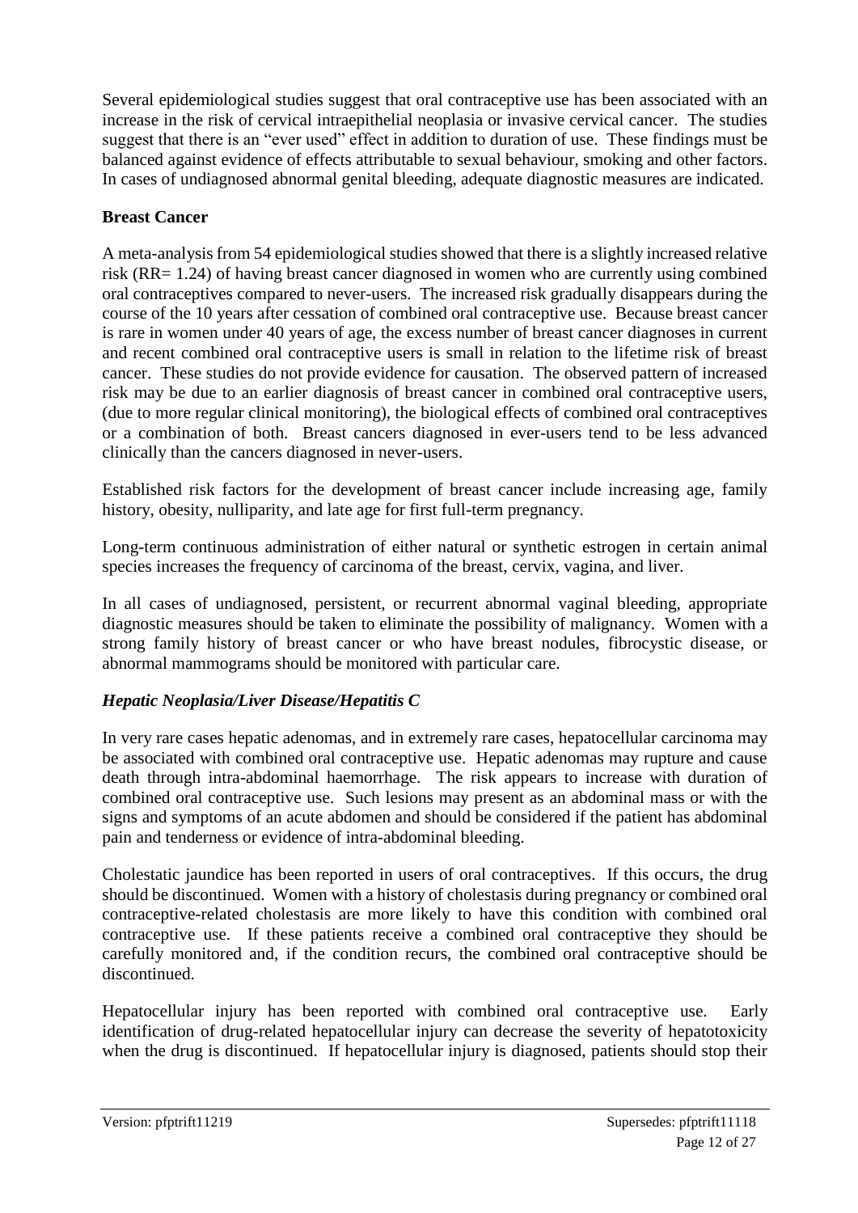Several epidemiological studies suggest that oral contraceptive use has been associated with an increase in the risk of cervical intraepithelial neoplasia or invasive cervical cancer. The studies suggest that there is an "ever used" effect in addition to duration of use. These findings must be balanced against evidence of effects attributable to sexual behaviour, smoking and other factors. In cases of undiagnosed abnormal genital bleeding, adequate diagnostic measures are indicated.

**Breast Cancer**

A meta-analysis from 54 epidemiological studies showed that there is a slightly increased relative risk (RR= 1.24) of having breast cancer diagnosed in women who are currently using combined oral contraceptives compared to never-users. The increased risk gradually disappears during the course of the 10 years after cessation of combined oral contraceptive use. Because breast cancer is rare in women under 40 years of age, the excess number of breast cancer diagnoses in current and recent combined oral contraceptive users is small in relation to the lifetime risk of breast cancer. These studies do not provide evidence for causation. The observed pattern of increased risk may be due to an earlier diagnosis of breast cancer in combined oral contraceptive users, (due to more regular clinical monitoring), the biological effects of combined oral contraceptives or a combination of both. Breast cancers diagnosed in ever-users tend to be less advanced clinically than the cancers diagnosed in never-users.

Established risk factors for the development of breast cancer include increasing age, family history, obesity, nulliparity, and late age for first full-term pregnancy.

Long-term continuous administration of either natural or synthetic estrogen in certain animal species increases the frequency of carcinoma of the breast, cervix, vagina, and liver.

In all cases of undiagnosed, persistent, or recurrent abnormal vaginal bleeding, appropriate diagnostic measures should be taken to eliminate the possibility of malignancy. Women with a strong family history of breast cancer or who have breast nodules, fibrocystic disease, or abnormal mammograms should be monitored with particular care.

***Hepatic Neoplasia/Liver Disease/Hepatitis C***

In very rare cases hepatic adenomas, and in extremely rare cases, hepatocellular carcinoma may be associated with combined oral contraceptive use. Hepatic adenomas may rupture and cause death through intra-abdominal haemorrhage. The risk appears to increase with duration of combined oral contraceptive use. Such lesions may present as an abdominal mass or with the signs and symptoms of an acute abdomen and should be considered if the patient has abdominal pain and tenderness or evidence of intra-abdominal bleeding.

Cholestatic jaundice has been reported in users of oral contraceptives. If this occurs, the drug should be discontinued. Women with a history of cholestasis during pregnancy or combined oral contraceptive-related cholestasis are more likely to have this condition with combined oral contraceptive use. If these patients receive a combined oral contraceptive they should be carefully monitored and, if the condition recurs, the combined oral contraceptive should be discontinued.

Hepatocellular injury has been reported with combined oral contraceptive use. Early identification of drug-related hepatocellular injury can decrease the severity of hepatotoxicity when the drug is discontinued. If hepatocellular injury is diagnosed, patients should stop their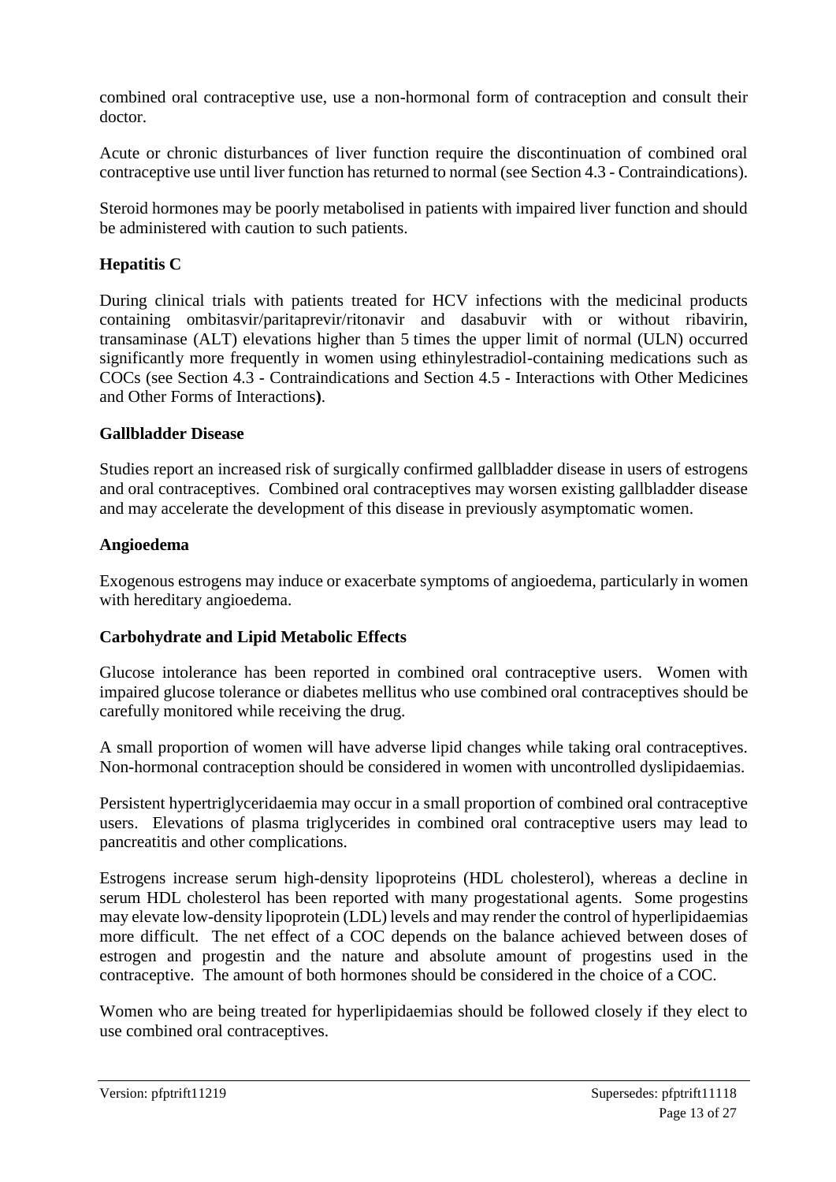combined oral contraceptive use, use a non-hormonal form of contraception and consult their doctor.

Acute or chronic disturbances of liver function require the discontinuation of combined oral contraceptive use until liver function has returned to normal (see Section 4.3 - Contraindications).

Steroid hormones may be poorly metabolised in patients with impaired liver function and should be administered with caution to such patients.

**Hepatitis C**

During clinical trials with patients treated for HCV infections with the medicinal products containing ombitasvir/paritaprevir/ritonavir and dasabuvir with or without ribavirin, transaminase (ALT) elevations higher than 5 times the upper limit of normal (ULN) occurred significantly more frequently in women using ethinylestradiol-containing medications such as COCs (see Section 4.3 - Contraindications and Section 4.5 - Interactions with Other Medicines and Other Forms of Interactions**)**.

**Gallbladder Disease**

Studies report an increased risk of surgically confirmed gallbladder disease in users of estrogens and oral contraceptives. Combined oral contraceptives may worsen existing gallbladder disease and may accelerate the development of this disease in previously asymptomatic women.

**Angioedema**

Exogenous estrogens may induce or exacerbate symptoms of angioedema, particularly in women with hereditary angioedema.

**Carbohydrate and Lipid Metabolic Effects**

Glucose intolerance has been reported in combined oral contraceptive users. Women with impaired glucose tolerance or diabetes mellitus who use combined oral contraceptives should be carefully monitored while receiving the drug.

A small proportion of women will have adverse lipid changes while taking oral contraceptives. Non-hormonal contraception should be considered in women with uncontrolled dyslipidaemias.

Persistent hypertriglyceridaemia may occur in a small proportion of combined oral contraceptive users. Elevations of plasma triglycerides in combined oral contraceptive users may lead to pancreatitis and other complications.

Estrogens increase serum high-density lipoproteins (HDL cholesterol), whereas a decline in serum HDL cholesterol has been reported with many progestational agents. Some progestins may elevate low-density lipoprotein (LDL) levels and may render the control of hyperlipidaemias more difficult. The net effect of a COC depends on the balance achieved between doses of estrogen and progestin and the nature and absolute amount of progestins used in the contraceptive. The amount of both hormones should be considered in the choice of a COC.

Women who are being treated for hyperlipidaemias should be followed closely if they elect to use combined oral contraceptives.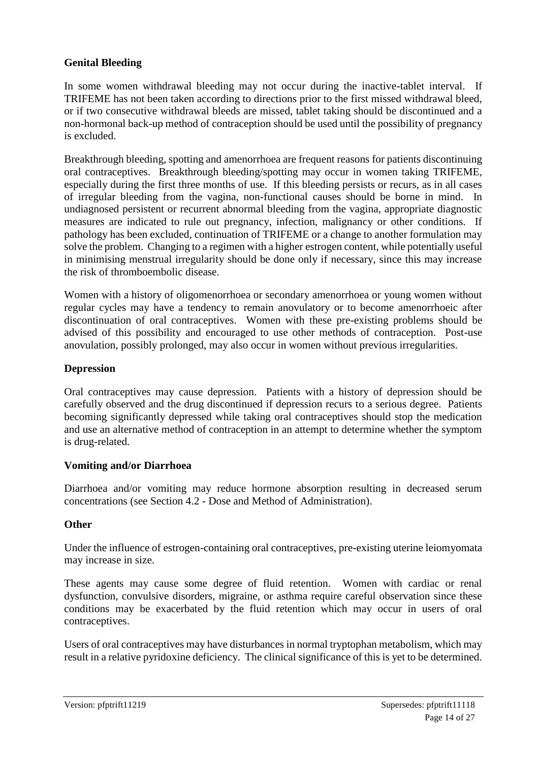**Genital Bleeding**

In some women withdrawal bleeding may not occur during the inactive-tablet interval. If TRIFEME has not been taken according to directions prior to the first missed withdrawal bleed, or if two consecutive withdrawal bleeds are missed, tablet taking should be discontinued and a non-hormonal back-up method of contraception should be used until the possibility of pregnancy is excluded.

Breakthrough bleeding, spotting and amenorrhoea are frequent reasons for patients discontinuing oral contraceptives. Breakthrough bleeding/spotting may occur in women taking TRIFEME, especially during the first three months of use. If this bleeding persists or recurs, as in all cases of irregular bleeding from the vagina, non-functional causes should be borne in mind. In undiagnosed persistent or recurrent abnormal bleeding from the vagina, appropriate diagnostic measures are indicated to rule out pregnancy, infection, malignancy or other conditions. If pathology has been excluded, continuation of TRIFEME or a change to another formulation may solve the problem. Changing to a regimen with a higher estrogen content, while potentially useful in minimising menstrual irregularity should be done only if necessary, since this may increase the risk of thromboembolic disease.

Women with a history of oligomenorrhoea or secondary amenorrhoea or young women without regular cycles may have a tendency to remain anovulatory or to become amenorrhoeic after discontinuation of oral contraceptives. Women with these pre-existing problems should be advised of this possibility and encouraged to use other methods of contraception. Post-use anovulation, possibly prolonged, may also occur in women without previous irregularities.

**Depression**

Oral contraceptives may cause depression. Patients with a history of depression should be carefully observed and the drug discontinued if depression recurs to a serious degree. Patients becoming significantly depressed while taking oral contraceptives should stop the medication and use an alternative method of contraception in an attempt to determine whether the symptom is drug-related.

**Vomiting and/or Diarrhoea**

Diarrhoea and/or vomiting may reduce hormone absorption resulting in decreased serum concentrations (see Section 4.2 - Dose and Method of Administration).

**Other**

Under the influence of estrogen-containing oral contraceptives, pre-existing uterine leiomyomata may increase in size.

These agents may cause some degree of fluid retention. Women with cardiac or renal dysfunction, convulsive disorders, migraine, or asthma require careful observation since these conditions may be exacerbated by the fluid retention which may occur in users of oral contraceptives.

Users of oral contraceptives may have disturbances in normal tryptophan metabolism, which may result in a relative pyridoxine deficiency. The clinical significance of this is yet to be determined.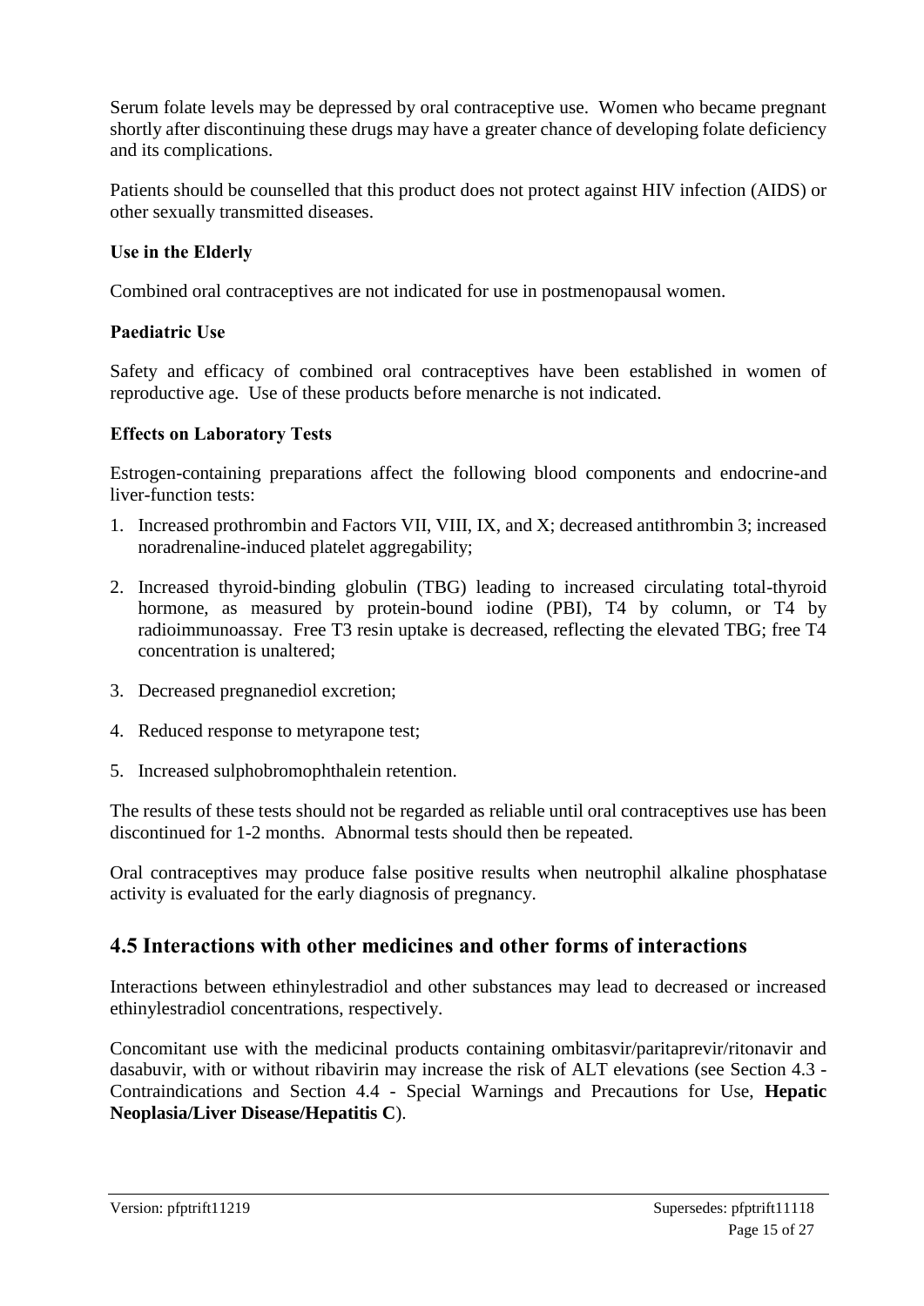Serum folate levels may be depressed by oral contraceptive use. Women who became pregnant shortly after discontinuing these drugs may have a greater chance of developing folate deficiency and its complications.

Patients should be counselled that this product does not protect against HIV infection (AIDS) or other sexually transmitted diseases.

**Use in the Elderly**

Combined oral contraceptives are not indicated for use in postmenopausal women.

**Paediatric Use**

Safety and efficacy of combined oral contraceptives have been established in women of reproductive age. Use of these products before menarche is not indicated.

**Effects on Laboratory Tests**

Estrogen-containing preparations affect the following blood components and endocrine-and liver-function tests:

1. Increased prothrombin and Factors VII, VIII, IX, and X; decreased antithrombin 3; increased noradrenaline-induced platelet aggregability;
2. Increased thyroid-binding globulin (TBG) leading to increased circulating total-thyroid hormone, as measured by protein-bound iodine (PBI), T4 by column, or T4 by radioimmunoassay. Free T3 resin uptake is decreased, reflecting the elevated TBG; free T4 concentration is unaltered;
3. Decreased pregnanediol excretion;
4. Reduced response to metyrapone test;
5. Increased sulphobromophthalein retention.

The results of these tests should not be regarded as reliable until oral contraceptives use has been discontinued for 1-2 months. Abnormal tests should then be repeated.

Oral contraceptives may produce false positive results when neutrophil alkaline phosphatase activity is evaluated for the early diagnosis of pregnancy.

## 4.5 Interactions with other medicines and other forms of interactions

Interactions between ethinylestradiol and other substances may lead to decreased or increased ethinylestradiol concentrations, respectively.

Concomitant use with the medicinal products containing ombitasvir/paritaprevir/ritonavir and dasabuvir, with or without ribavirin may increase the risk of ALT elevations (see Section 4.3 - Contraindications and Section 4.4 - Special Warnings and Precautions for Use, **Hepatic Neoplasia/Liver Disease/Hepatitis C**).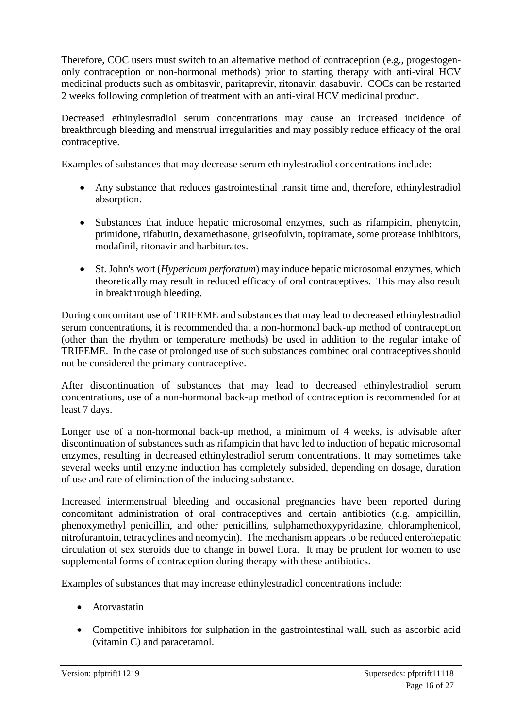Therefore, COC users must switch to an alternative method of contraception (e.g., progestogen-only contraception or non-hormonal methods) prior to starting therapy with anti-viral HCV medicinal products such as ombitasvir, paritaprevir, ritonavir, dasabuvir. COCs can be restarted 2 weeks following completion of treatment with an anti-viral HCV medicinal product.

Decreased ethinylestradiol serum concentrations may cause an increased incidence of breakthrough bleeding and menstrual irregularities and may possibly reduce efficacy of the oral contraceptive.

Examples of substances that may decrease serum ethinylestradiol concentrations include:

- Any substance that reduces gastrointestinal transit time and, therefore, ethinylestradiol absorption.
- Substances that induce hepatic microsomal enzymes, such as rifampicin, phenytoin, primidone, rifabutin, dexamethasone, griseofulvin, topiramate, some protease inhibitors, modafinil, ritonavir and barbiturates.
- St. John's wort (*Hypericum perforatum*) may induce hepatic microsomal enzymes, which theoretically may result in reduced efficacy of oral contraceptives. This may also result in breakthrough bleeding.

During concomitant use of TRIFEME and substances that may lead to decreased ethinylestradiol serum concentrations, it is recommended that a non-hormonal back-up method of contraception (other than the rhythm or temperature methods) be used in addition to the regular intake of TRIFEME. In the case of prolonged use of such substances combined oral contraceptives should not be considered the primary contraceptive.

After discontinuation of substances that may lead to decreased ethinylestradiol serum concentrations, use of a non-hormonal back-up method of contraception is recommended for at least 7 days.

Longer use of a non-hormonal back-up method, a minimum of 4 weeks, is advisable after discontinuation of substances such as rifampicin that have led to induction of hepatic microsomal enzymes, resulting in decreased ethinylestradiol serum concentrations. It may sometimes take several weeks until enzyme induction has completely subsided, depending on dosage, duration of use and rate of elimination of the inducing substance.

Increased intermenstrual bleeding and occasional pregnancies have been reported during concomitant administration of oral contraceptives and certain antibiotics (e.g. ampicillin, phenoxymethyl penicillin, and other penicillins, sulphamethoxypyridazine, chloramphenicol, nitrofurantoin, tetracyclines and neomycin). The mechanism appears to be reduced enterohepatic circulation of sex steroids due to change in bowel flora. It may be prudent for women to use supplemental forms of contraception during therapy with these antibiotics.

Examples of substances that may increase ethinylestradiol concentrations include:

- Atorvastatin
- Competitive inhibitors for sulphation in the gastrointestinal wall, such as ascorbic acid (vitamin C) and paracetamol.

Version: pfptrift11219 Supersedes: pfptrift11118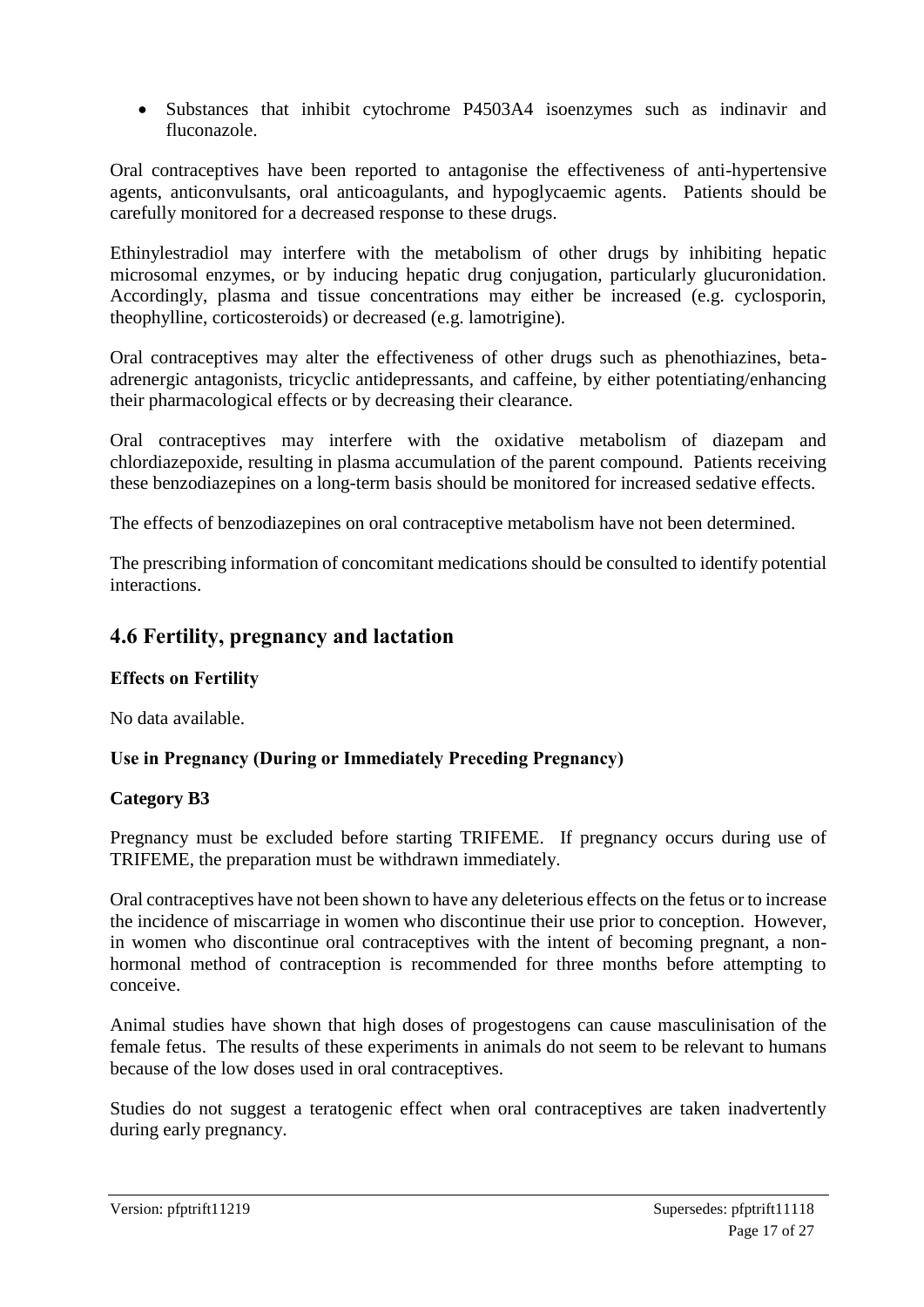- Substances that inhibit cytochrome P4503A4 isoenzymes such as indinavir and fluconazole.

Oral contraceptives have been reported to antagonise the effectiveness of anti-hypertensive agents, anticonvulsants, oral anticoagulants, and hypoglycaemic agents. Patients should be carefully monitored for a decreased response to these drugs.

Ethinylestradiol may interfere with the metabolism of other drugs by inhibiting hepatic microsomal enzymes, or by inducing hepatic drug conjugation, particularly glucuronidation. Accordingly, plasma and tissue concentrations may either be increased (e.g. cyclosporin, theophylline, corticosteroids) or decreased (e.g. lamotrigine).

Oral contraceptives may alter the effectiveness of other drugs such as phenothiazines, beta-adrenergic antagonists, tricyclic antidepressants, and caffeine, by either potentiating/enhancing their pharmacological effects or by decreasing their clearance.

Oral contraceptives may interfere with the oxidative metabolism of diazepam and chlordiazepoxide, resulting in plasma accumulation of the parent compound. Patients receiving these benzodiazepines on a long-term basis should be monitored for increased sedative effects.

The effects of benzodiazepines on oral contraceptive metabolism have not been determined.

The prescribing information of concomitant medications should be consulted to identify potential interactions.

## 4.6 Fertility, pregnancy and lactation

**Effects on Fertility**

No data available.

**Use in Pregnancy (During or Immediately Preceding Pregnancy)**

**Category B3**

Pregnancy must be excluded before starting TRIFEME. If pregnancy occurs during use of TRIFEME, the preparation must be withdrawn immediately.

Oral contraceptives have not been shown to have any deleterious effects on the fetus or to increase the incidence of miscarriage in women who discontinue their use prior to conception. However, in women who discontinue oral contraceptives with the intent of becoming pregnant, a non-hormonal method of contraception is recommended for three months before attempting to conceive.

Animal studies have shown that high doses of progestogens can cause masculinisation of the female fetus. The results of these experiments in animals do not seem to be relevant to humans because of the low doses used in oral contraceptives.

Studies do not suggest a teratogenic effect when oral contraceptives are taken inadvertently during early pregnancy.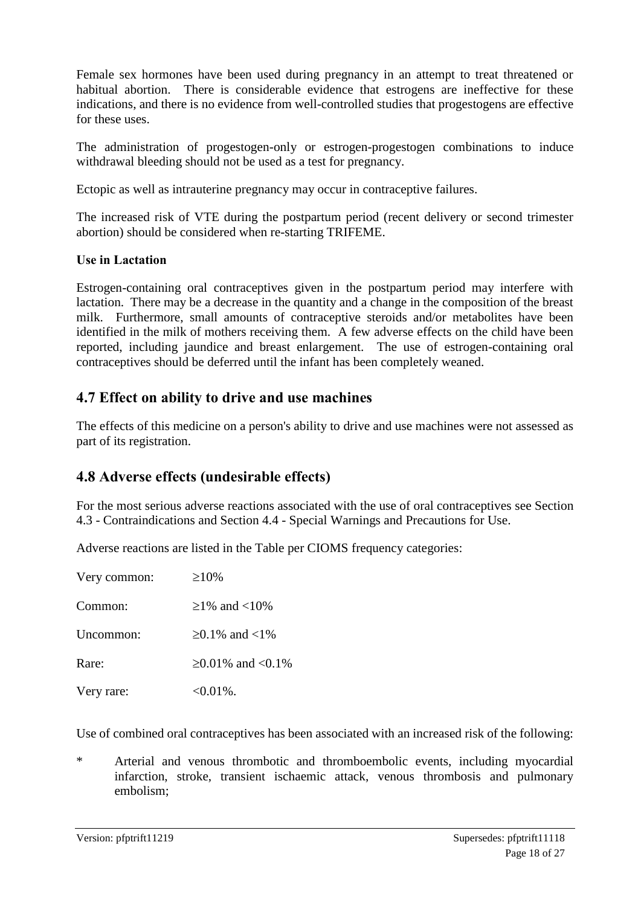Female sex hormones have been used during pregnancy in an attempt to treat threatened or habitual abortion. There is considerable evidence that estrogens are ineffective for these indications, and there is no evidence from well-controlled studies that progestogens are effective for these uses.

The administration of progestogen-only or estrogen-progestogen combinations to induce withdrawal bleeding should not be used as a test for pregnancy.

Ectopic as well as intrauterine pregnancy may occur in contraceptive failures.

The increased risk of VTE during the postpartum period (recent delivery or second trimester abortion) should be considered when re-starting TRIFEME.

**Use in Lactation**

Estrogen-containing oral contraceptives given in the postpartum period may interfere with lactation. There may be a decrease in the quantity and a change in the composition of the breast milk. Furthermore, small amounts of contraceptive steroids and/or metabolites have been identified in the milk of mothers receiving them. A few adverse effects on the child have been reported, including jaundice and breast enlargement. The use of estrogen-containing oral contraceptives should be deferred until the infant has been completely weaned.

## 4.7 Effect on ability to drive and use machines

The effects of this medicine on a person's ability to drive and use machines were not assessed as part of its registration.

## 4.8 Adverse effects (undesirable effects)

For the most serious adverse reactions associated with the use of oral contraceptives see Section 4.3 - Contraindications and Section 4.4 - Special Warnings and Precautions for Use.

Adverse reactions are listed in the Table per CIOMS frequency categories:

| | |
|---|---|
| Very common: | ≥10% |
| Common: | ≥1% and <10% |
| Uncommon: | ≥0.1% and <1% |
| Rare: | ≥0.01% and <0.1% |
| Very rare: | <0.01%. |

Use of combined oral contraceptives has been associated with an increased risk of the following:

* Arterial and venous thrombotic and thromboembolic events, including myocardial infarction, stroke, transient ischaemic attack, venous thrombosis and pulmonary embolism;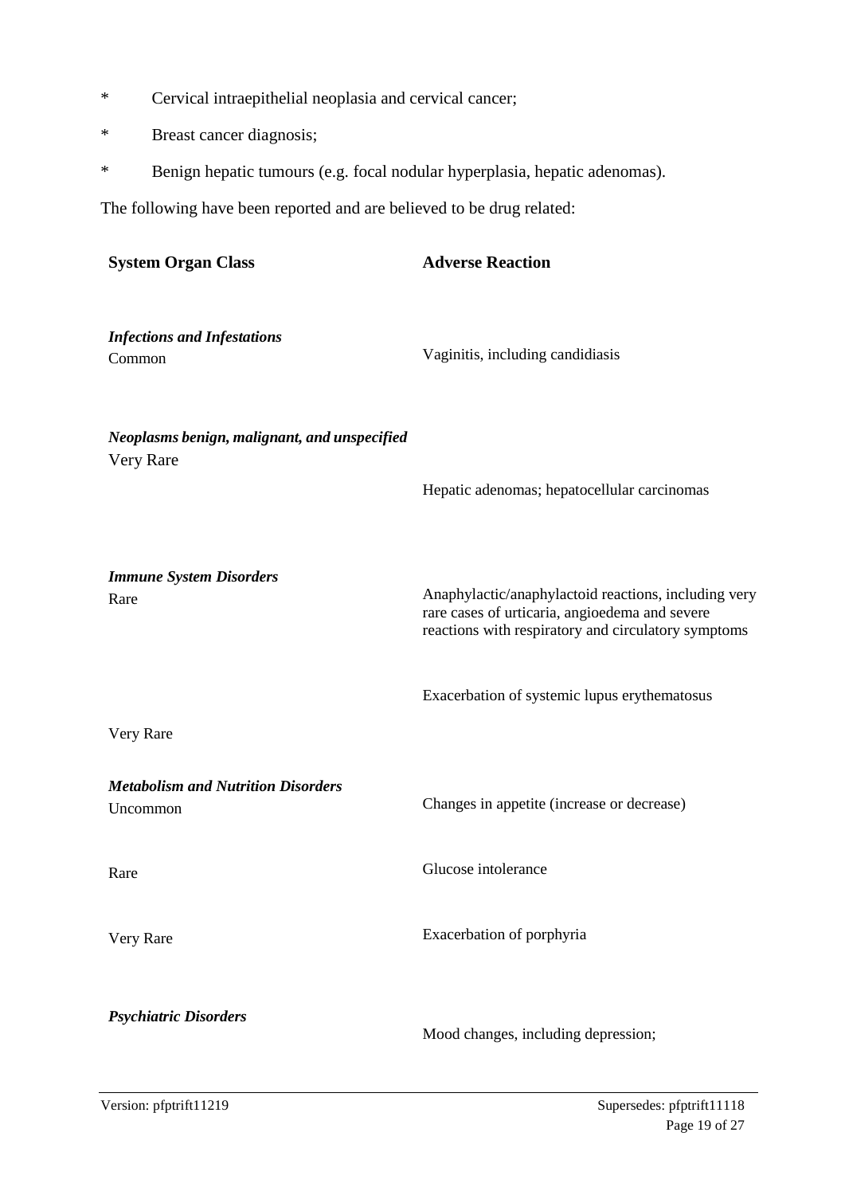- Cervical intraepithelial neoplasia and cervical cancer;
- Breast cancer diagnosis;
- Benign hepatic tumours (e.g. focal nodular hyperplasia, hepatic adenomas).

The following have been reported and are believed to be drug related:

| System Organ Class | Adverse Reaction |
|---|---|
| ***Infections and Infestations*** | |
| Common | Vaginitis, including candidiasis |
| ***Neoplasms benign, malignant, and unspecified*** | |
| Very Rare | Hepatic adenomas; hepatocellular carcinomas |
| ***Immune System Disorders*** | |
| Rare | Anaphylactic/anaphylactoid reactions, including very rare cases of urticaria, angioedema and severe reactions with respiratory and circulatory symptoms |
| | Exacerbation of systemic lupus erythematosus |
| Very Rare | |
| ***Metabolism and Nutrition Disorders*** | |
| Uncommon | Changes in appetite (increase or decrease) |
| Rare | Glucose intolerance |
| Very Rare | Exacerbation of porphyria |
| ***Psychiatric Disorders*** | |
| | Mood changes, including depression; |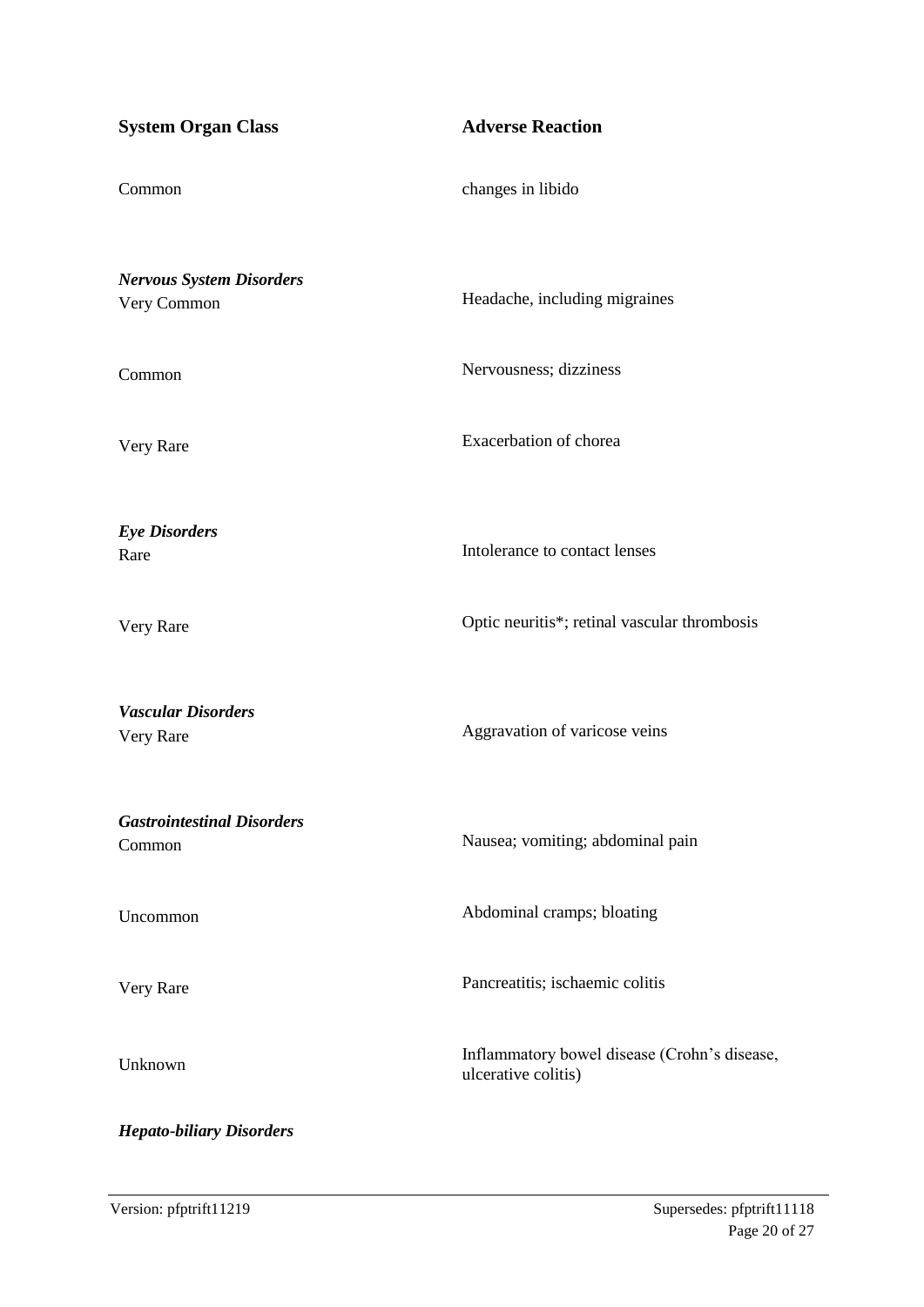| System Organ Class | Adverse Reaction |
|---|---|
| Common | changes in libido |
| ***Nervous System Disorders*** | |
| Very Common | Headache, including migraines |
| Common | Nervousness; dizziness |
| Very Rare | Exacerbation of chorea |
| ***Eye Disorders*** | |
| Rare | Intolerance to contact lenses |
| Very Rare | Optic neuritis*; retinal vascular thrombosis |
| ***Vascular Disorders*** | |
| Very Rare | Aggravation of varicose veins |
| ***Gastrointestinal Disorders*** | |
| Common | Nausea; vomiting; abdominal pain |
| Uncommon | Abdominal cramps; bloating |
| Very Rare | Pancreatitis; ischaemic colitis |
| Unknown | Inflammatory bowel disease (Crohn's disease, ulcerative colitis) |
| ***Hepato-biliary Disorders*** | |

Version: pfptrift11219 Supersedes: pfptrift11118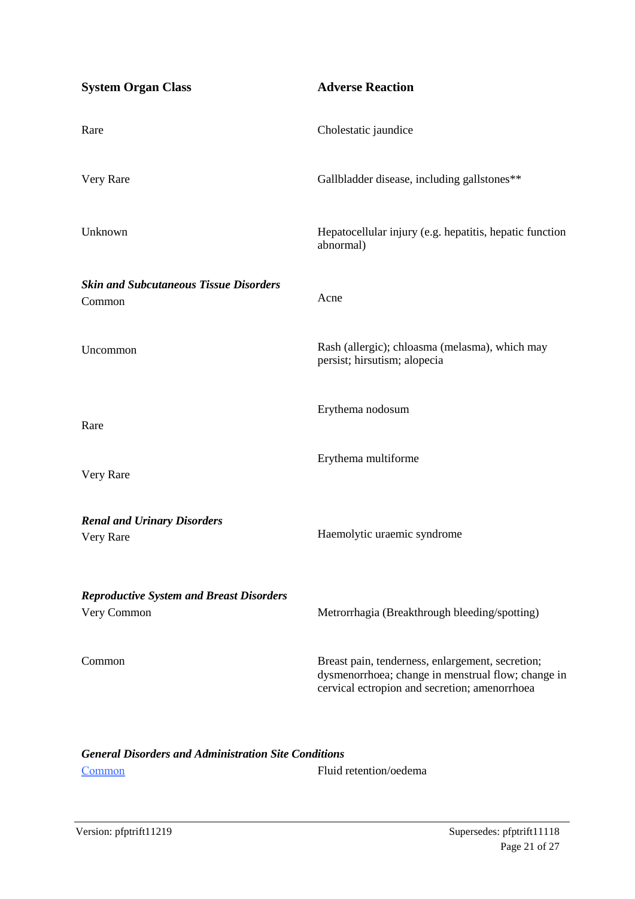| System Organ Class | Adverse Reaction |
|---|---|
| Rare | Cholestatic jaundice |
| Very Rare | Gallbladder disease, including gallstones** |
| Unknown | Hepatocellular injury (e.g. hepatitis, hepatic function abnormal) |
| ***Skin and Subcutaneous Tissue Disorders*** | |
| Common | Acne |
| Uncommon | Rash (allergic); chloasma (melasma), which may persist; hirsutism; alopecia |
| Rare | Erythema nodosum |
| Very Rare | Erythema multiforme |
| ***Renal and Urinary Disorders*** | |
| Very Rare | Haemolytic uraemic syndrome |
| ***Reproductive System and Breast Disorders*** | |
| Very Common | Metrorrhagia (Breakthrough bleeding/spotting) |
| Common | Breast pain, tenderness, enlargement, secretion; dysmenorrhoea; change in menstrual flow; change in cervical ectropion and secretion; amenorrhoea |
| ***General Disorders and Administration Site Conditions*** | |
| Common | Fluid retention/oedema |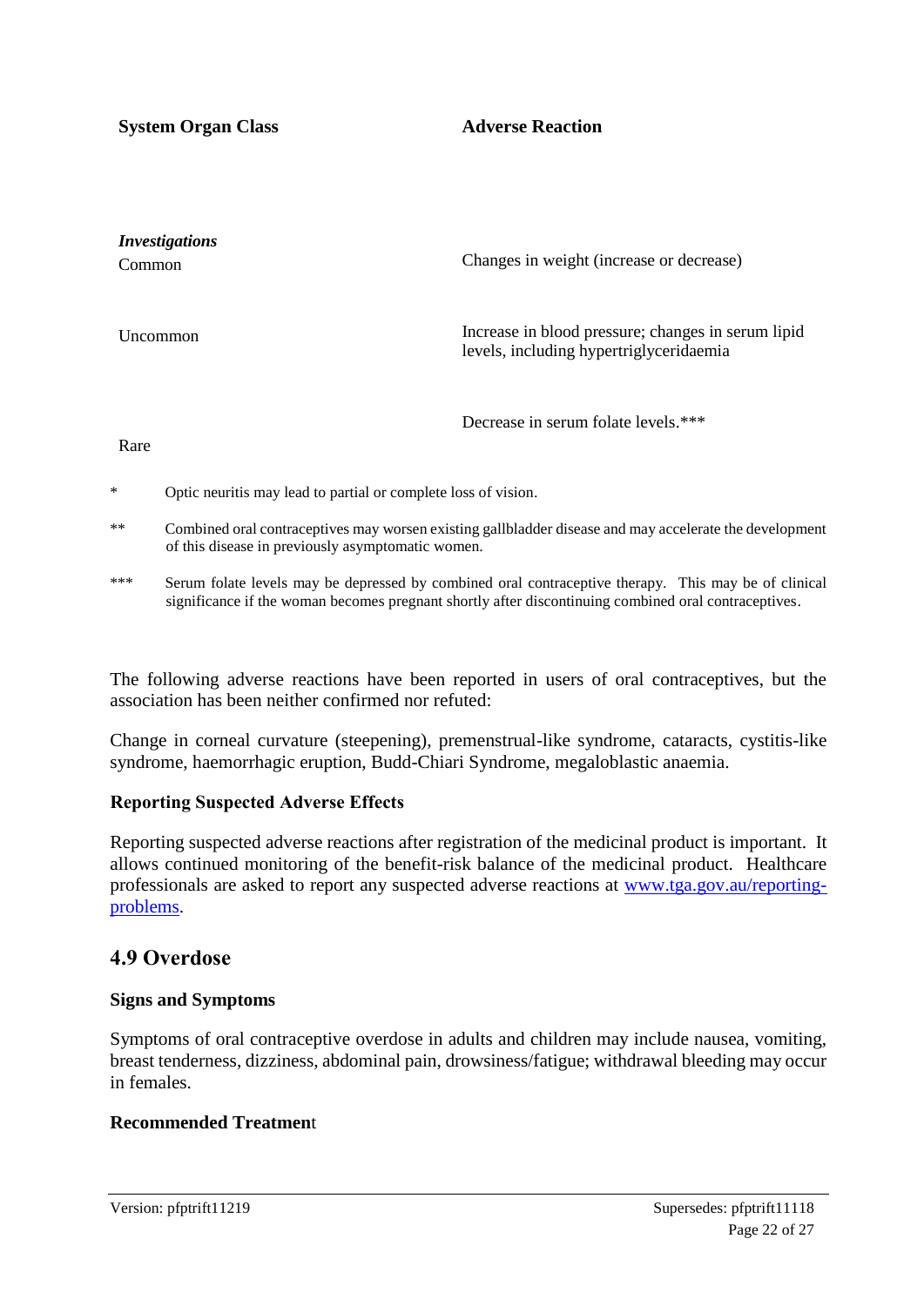| System Organ Class | Adverse Reaction |
|---|---|
| ***Investigations*** | |
| Common | Changes in weight (increase or decrease) |
| Uncommon | Increase in blood pressure; changes in serum lipid levels, including hypertriglyceridaemia |
| Rare | Decrease in serum folate levels.*** |

\* Optic neuritis may lead to partial or complete loss of vision.

\*\* Combined oral contraceptives may worsen existing gallbladder disease and may accelerate the development of this disease in previously asymptomatic women.

\*\*\* Serum folate levels may be depressed by combined oral contraceptive therapy. This may be of clinical significance if the woman becomes pregnant shortly after discontinuing combined oral contraceptives.

The following adverse reactions have been reported in users of oral contraceptives, but the association has been neither confirmed nor refuted:

Change in corneal curvature (steepening), premenstrual-like syndrome, cataracts, cystitis-like syndrome, haemorrhagic eruption, Budd-Chiari Syndrome, megaloblastic anaemia.

**Reporting Suspected Adverse Effects**

Reporting suspected adverse reactions after registration of the medicinal product is important. It allows continued monitoring of the benefit-risk balance of the medicinal product. Healthcare professionals are asked to report any suspected adverse reactions at [www.tga.gov.au/reporting-problems](http://www.tga.gov.au/reporting-problems).

## 4.9 Overdose

**Signs and Symptoms**

Symptoms of oral contraceptive overdose in adults and children may include nausea, vomiting, breast tenderness, dizziness, abdominal pain, drowsiness/fatigue; withdrawal bleeding may occur in females.

**Recommended Treatment**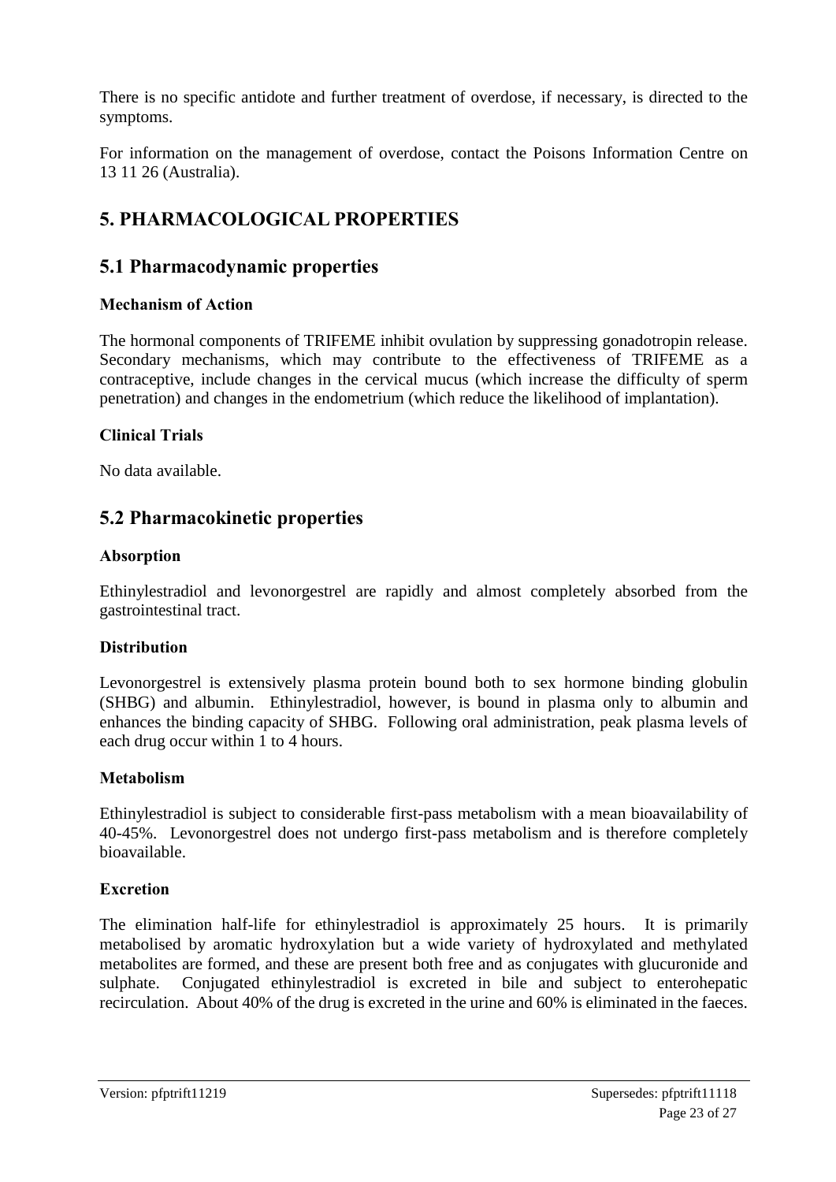There is no specific antidote and further treatment of overdose, if necessary, is directed to the symptoms.

For information on the management of overdose, contact the Poisons Information Centre on 13 11 26 (Australia).

# 5. PHARMACOLOGICAL PROPERTIES

## 5.1 Pharmacodynamic properties

### Mechanism of Action

The hormonal components of TRIFEME inhibit ovulation by suppressing gonadotropin release. Secondary mechanisms, which may contribute to the effectiveness of TRIFEME as a contraceptive, include changes in the cervical mucus (which increase the difficulty of sperm penetration) and changes in the endometrium (which reduce the likelihood of implantation).

### Clinical Trials

No data available.

## 5.2 Pharmacokinetic properties

### Absorption

Ethinylestradiol and levonorgestrel are rapidly and almost completely absorbed from the gastrointestinal tract.

### Distribution

Levonorgestrel is extensively plasma protein bound both to sex hormone binding globulin (SHBG) and albumin. Ethinylestradiol, however, is bound in plasma only to albumin and enhances the binding capacity of SHBG. Following oral administration, peak plasma levels of each drug occur within 1 to 4 hours.

### Metabolism

Ethinylestradiol is subject to considerable first-pass metabolism with a mean bioavailability of 40-45%. Levonorgestrel does not undergo first-pass metabolism and is therefore completely bioavailable.

### Excretion

The elimination half-life for ethinylestradiol is approximately 25 hours. It is primarily metabolised by aromatic hydroxylation but a wide variety of hydroxylated and methylated metabolites are formed, and these are present both free and as conjugates with glucuronide and sulphate. Conjugated ethinylestradiol is excreted in bile and subject to enterohepatic recirculation. About 40% of the drug is excreted in the urine and 60% is eliminated in the faeces.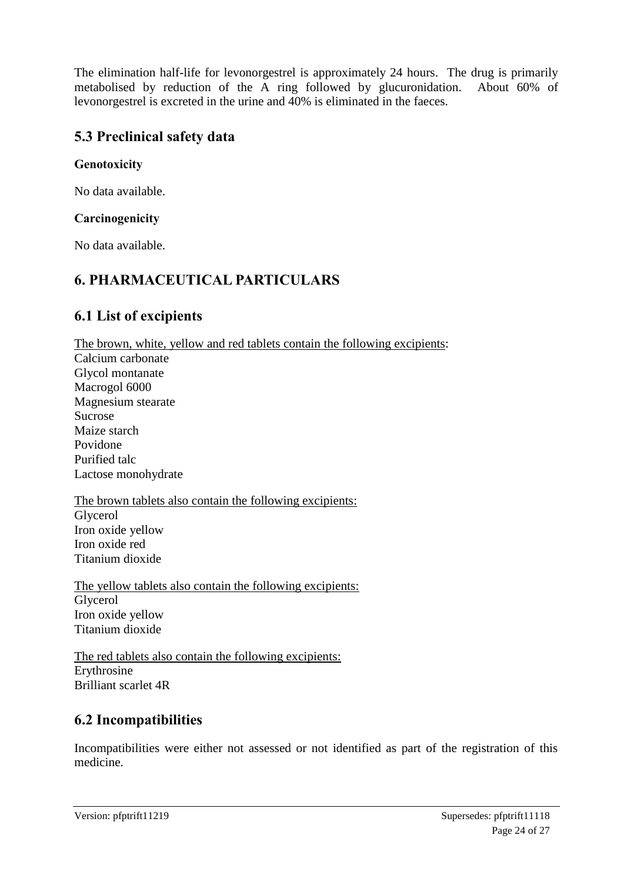The elimination half-life for levonorgestrel is approximately 24 hours. The drug is primarily metabolised by reduction of the A ring followed by glucuronidation. About 60% of levonorgestrel is excreted in the urine and 40% is eliminated in the faeces.

## 5.3 Preclinical safety data

**Genotoxicity**

No data available.

**Carcinogenicity**

No data available.

# 6. PHARMACEUTICAL PARTICULARS

## 6.1 List of excipients

The brown, white, yellow and red tablets contain the following excipients:
Calcium carbonate
Glycol montanate
Macrogol 6000
Magnesium stearate
Sucrose
Maize starch
Povidone
Purified talc
Lactose monohydrate

The brown tablets also contain the following excipients:
Glycerol
Iron oxide yellow
Iron oxide red
Titanium dioxide

The yellow tablets also contain the following excipients:
Glycerol
Iron oxide yellow
Titanium dioxide

The red tablets also contain the following excipients:
Erythrosine
Brilliant scarlet 4R

## 6.2 Incompatibilities

Incompatibilities were either not assessed or not identified as part of the registration of this medicine.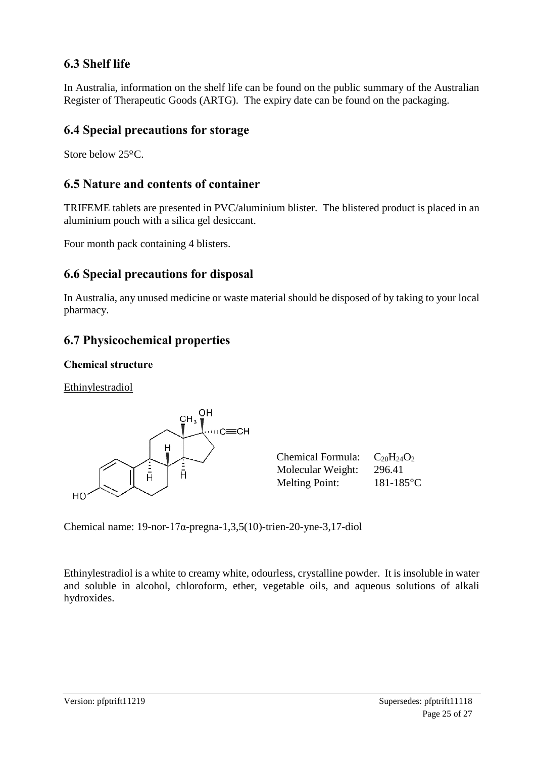## 6.3 Shelf life

In Australia, information on the shelf life can be found on the public summary of the Australian Register of Therapeutic Goods (ARTG). The expiry date can be found on the packaging.

## 6.4 Special precautions for storage

Store below 25ºC.

## 6.5 Nature and contents of container

TRIFEME tablets are presented in PVC/aluminium blister. The blistered product is placed in an aluminium pouch with a silica gel desiccant.

Four month pack containing 4 blisters.

## 6.6 Special precautions for disposal

In Australia, any unused medicine or waste material should be disposed of by taking to your local pharmacy.

## 6.7 Physicochemical properties

**Chemical structure**

Ethinylestradiol

Chemical Formula: $C_{20}H_{24}O_2$
Molecular Weight: 296.41
Melting Point: 181-185°C

Chemical name: 19-nor-17α-pregna-1,3,5(10)-trien-20-yne-3,17-diol

Ethinylestradiol is a white to creamy white, odourless, crystalline powder. It is insoluble in water and soluble in alcohol, chloroform, ether, vegetable oils, and aqueous solutions of alkali hydroxides.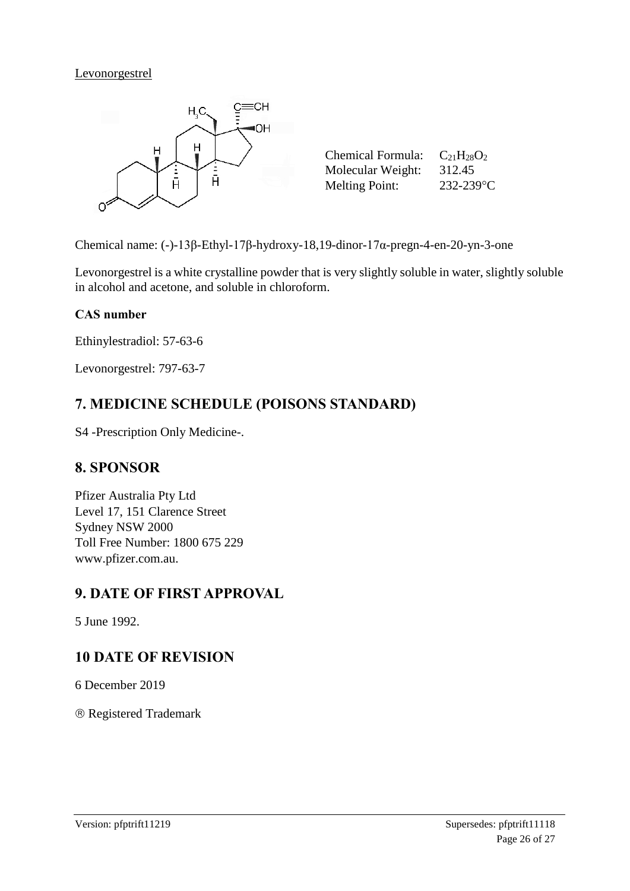Levonorgestrel

Chemical Formula: $C_{21}H_{28}O_2$
Molecular Weight: 312.45
Melting Point: 232-239°C

Chemical name: (-)-13β-Ethyl-17β-hydroxy-18,19-dinor-17α-pregn-4-en-20-yn-3-one

Levonorgestrel is a white crystalline powder that is very slightly soluble in water, slightly soluble in alcohol and acetone, and soluble in chloroform.

**CAS number**

Ethinylestradiol: 57-63-6

Levonorgestrel: 797-63-7

## 7. MEDICINE SCHEDULE (POISONS STANDARD)

S4 -Prescription Only Medicine-.

## 8. SPONSOR

Pfizer Australia Pty Ltd
Level 17, 151 Clarence Street
Sydney NSW 2000
Toll Free Number: 1800 675 229
www.pfizer.com.au.

## 9. DATE OF FIRST APPROVAL

5 June 1992.

## 10 DATE OF REVISION

6 December 2019

® Registered Trademark

Version: pfptrift11219 Supersedes: pfptrift11118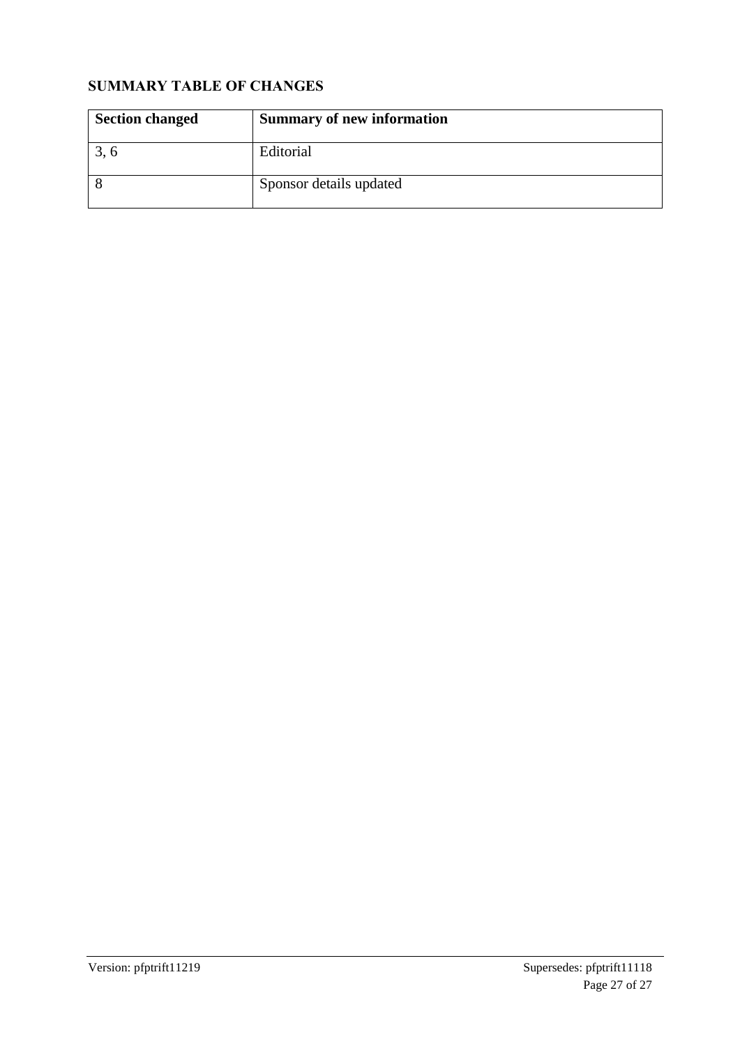## SUMMARY TABLE OF CHANGES

| Section changed | Summary of new information |
| --- | --- |
| 3, 6 | Editorial |
| 8 | Sponsor details updated |